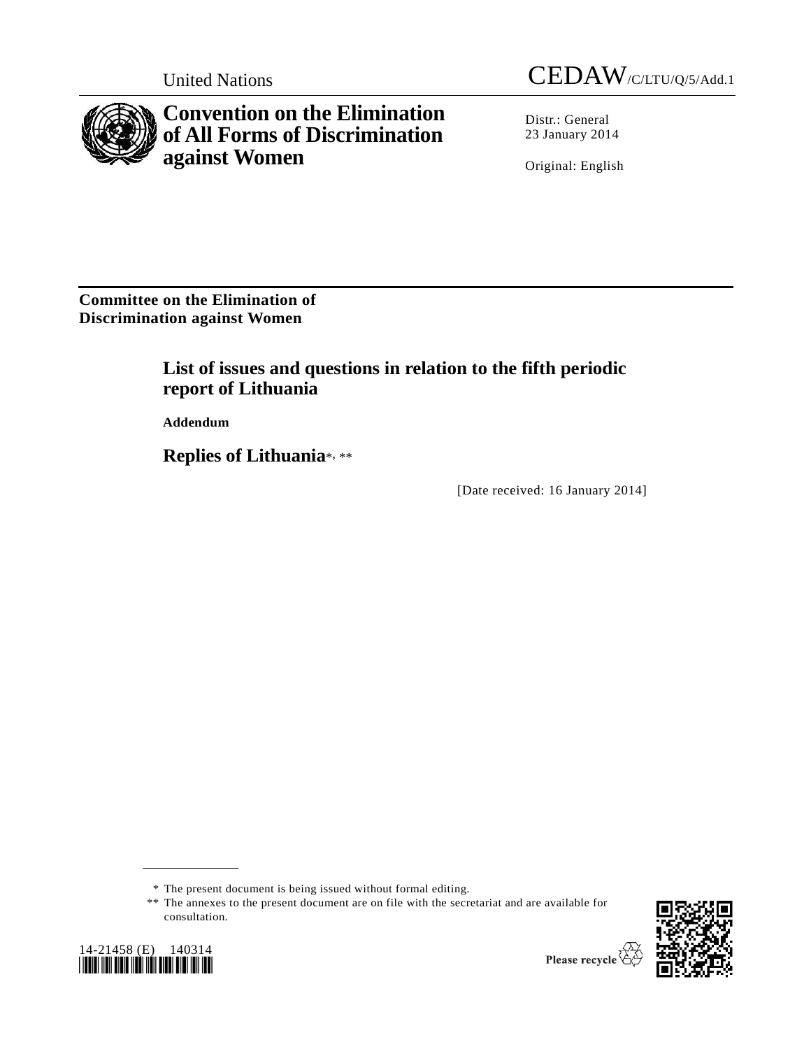United Nations CEDAW/C/LTU/Q/5/Add.1

# Convention on the Elimination of All Forms of Discrimination against Women

Distr.: General
23 January 2014

Original: English

**Committee on the Elimination of Discrimination against Women**

## List of issues and questions in relation to the fifth periodic report of Lithuania

**Addendum**

## Replies of Lithuania*, **

[Date received: 16 January 2014]

* The present document is being issued without formal editing.

** The annexes to the present document are on file with the secretariat and are available for consultation.

14-21458 (E) 140314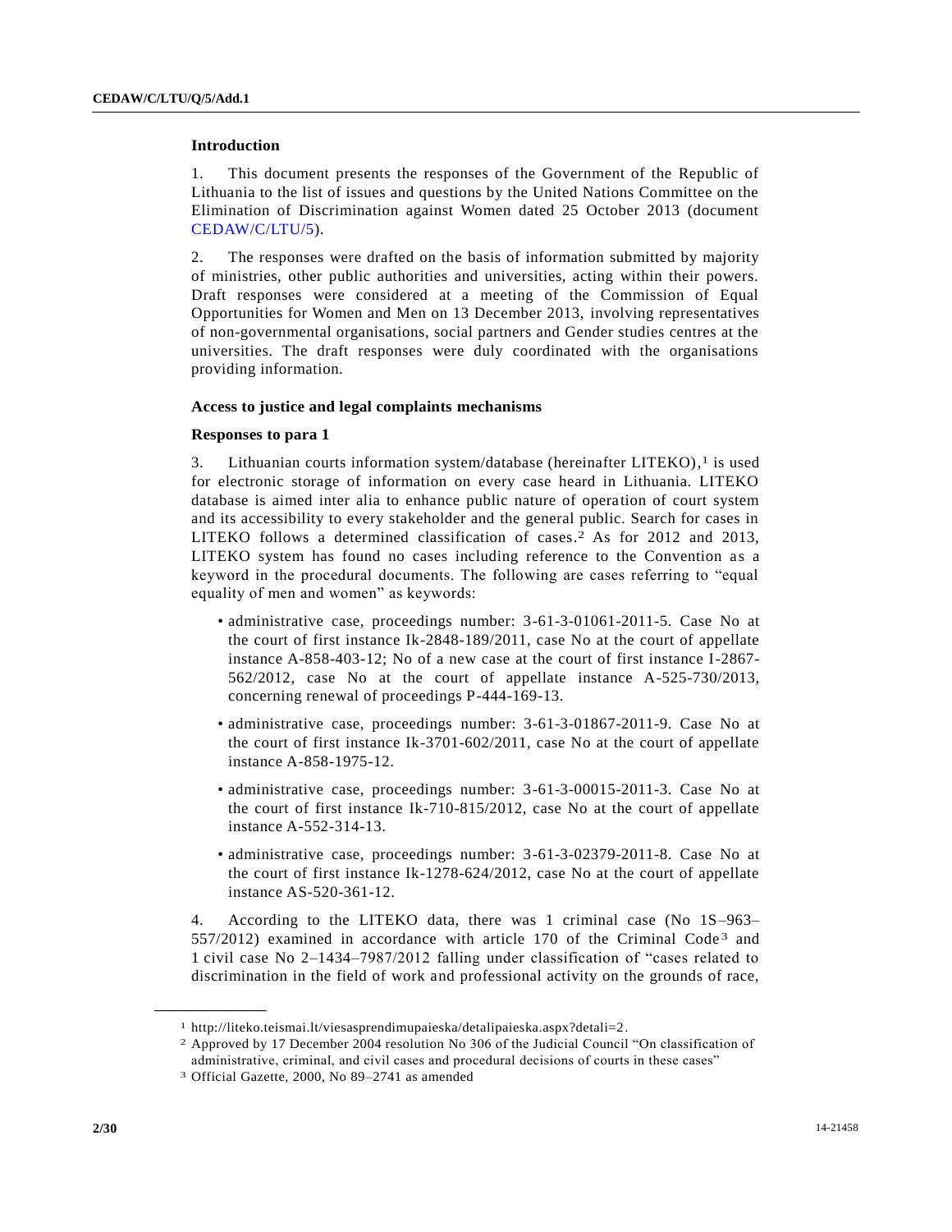## Introduction

1. This document presents the responses of the Government of the Republic of Lithuania to the list of issues and questions by the United Nations Committee on the Elimination of Discrimination against Women dated 25 October 2013 (document CEDAW/C/LTU/5).

2. The responses were drafted on the basis of information submitted by majority of ministries, other public authorities and universities, acting within their powers. Draft responses were considered at a meeting of the Commission of Equal Opportunities for Women and Men on 13 December 2013, involving representatives of non-governmental organisations, social partners and Gender studies centres at the universities. The draft responses were duly coordinated with the organisations providing information.

### Access to justice and legal complaints mechanisms

#### Responses to para 1

3. Lithuanian courts information system/database (hereinafter LITEKO),[1] is used for electronic storage of information on every case heard in Lithuania. LITEKO database is aimed inter alia to enhance public nature of operation of court system and its accessibility to every stakeholder and the general public. Search for cases in LITEKO follows a determined classification of cases.[2] As for 2012 and 2013, LITEKO system has found no cases including reference to the Convention as a keyword in the procedural documents. The following are cases referring to "equal equality of men and women" as keywords:

- administrative case, proceedings number: 3-61-3-01061-2011-5. Case No at the court of first instance Ik-2848-189/2011, case No at the court of appellate instance A-858-403-12; No of a new case at the court of first instance I-2867-562/2012, case No at the court of appellate instance A-525-730/2013, concerning renewal of proceedings P-444-169-13.
- administrative case, proceedings number: 3-61-3-01867-2011-9. Case No at the court of first instance Ik-3701-602/2011, case No at the court of appellate instance A-858-1975-12.
- administrative case, proceedings number: 3-61-3-00015-2011-3. Case No at the court of first instance Ik-710-815/2012, case No at the court of appellate instance A-552-314-13.
- administrative case, proceedings number: 3-61-3-02379-2011-8. Case No at the court of first instance Ik-1278-624/2012, case No at the court of appellate instance AS-520-361-12.

4. According to the LITEKO data, there was 1 criminal case (No 1S–963–557/2012) examined in accordance with article 170 of the Criminal Code[3] and 1 civil case No 2–1434–7987/2012 falling under classification of "cases related to discrimination in the field of work and professional activity on the grounds of race,

---

[1] http://liteko.teismai.lt/viesasprendimupaieska/detalipaieska.aspx?detali=2.

[2] Approved by 17 December 2004 resolution No 306 of the Judicial Council "On classification of administrative, criminal, and civil cases and procedural decisions of courts in these cases"

[3] Official Gazette, 2000, No 89–2741 as amended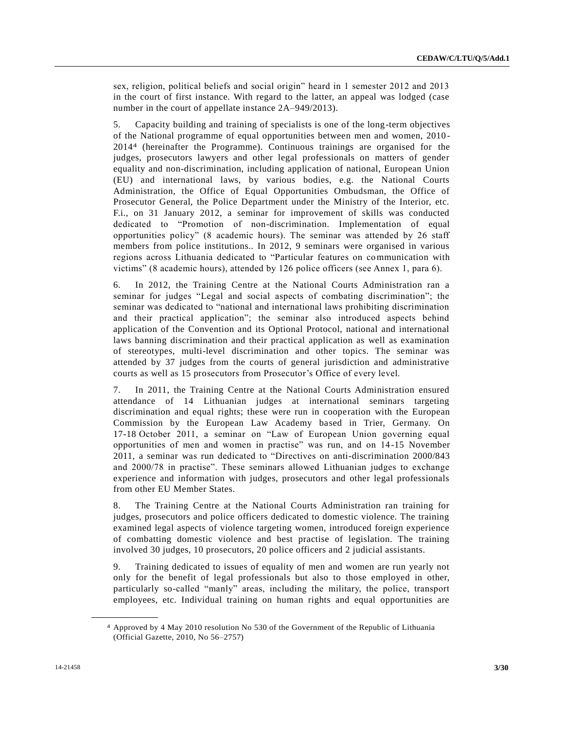sex, religion, political beliefs and social origin" heard in 1 semester 2012 and 2013 in the court of first instance. With regard to the latter, an appeal was lodged (case number in the court of appellate instance 2A–949/2013).

5. Capacity building and training of specialists is one of the long-term objectives of the National programme of equal opportunities between men and women, 2010-2014[4] (hereinafter the Programme). Continuous trainings are organised for the judges, prosecutors lawyers and other legal professionals on matters of gender equality and non-discrimination, including application of national, European Union (EU) and international laws, by various bodies, e.g. the National Courts Administration, the Office of Equal Opportunities Ombudsman, the Office of Prosecutor General, the Police Department under the Ministry of the Interior, etc. F.i., on 31 January 2012, a seminar for improvement of skills was conducted dedicated to "Promotion of non-discrimination. Implementation of equal opportunities policy" (8 academic hours). The seminar was attended by 26 staff members from police institutions.. In 2012, 9 seminars were organised in various regions across Lithuania dedicated to "Particular features on communication with victims" (8 academic hours), attended by 126 police officers (see Annex 1, para 6).

6. In 2012, the Training Centre at the National Courts Administration ran a seminar for judges "Legal and social aspects of combating discrimination"; the seminar was dedicated to "national and international laws prohibiting discrimination and their practical application"; the seminar also introduced aspects behind application of the Convention and its Optional Protocol, national and international laws banning discrimination and their practical application as well as examination of stereotypes, multi-level discrimination and other topics. The seminar was attended by 37 judges from the courts of general jurisdiction and administrative courts as well as 15 prosecutors from Prosecutor's Office of every level.

7. In 2011, the Training Centre at the National Courts Administration ensured attendance of 14 Lithuanian judges at international seminars targeting discrimination and equal rights; these were run in cooperation with the European Commission by the European Law Academy based in Trier, Germany. On 17-18 October 2011, a seminar on "Law of European Union governing equal opportunities of men and women in practise" was run, and on 14-15 November 2011, a seminar was run dedicated to "Directives on anti-discrimination 2000/843 and 2000/78 in practise". These seminars allowed Lithuanian judges to exchange experience and information with judges, prosecutors and other legal professionals from other EU Member States.

8. The Training Centre at the National Courts Administration ran training for judges, prosecutors and police officers dedicated to domestic violence. The training examined legal aspects of violence targeting women, introduced foreign experience of combatting domestic violence and best practise of legislation. The training involved 30 judges, 10 prosecutors, 20 police officers and 2 judicial assistants.

9. Training dedicated to issues of equality of men and women are run yearly not only for the benefit of legal professionals but also to those employed in other, particularly so-called "manly" areas, including the military, the police, transport employees, etc. Individual training on human rights and equal opportunities are

---

[4] Approved by 4 May 2010 resolution No 530 of the Government of the Republic of Lithuania (Official Gazette, 2010, No 56–2757)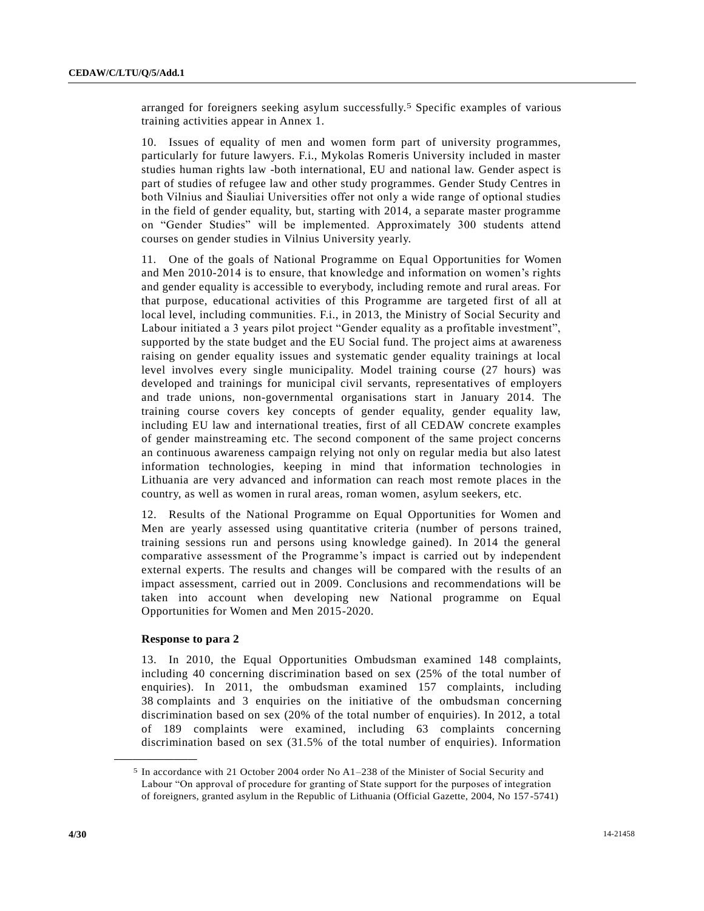arranged for foreigners seeking asylum successfully.[5] Specific examples of various training activities appear in Annex 1.

10. Issues of equality of men and women form part of university programmes, particularly for future lawyers. F.i., Mykolas Romeris University included in master studies human rights law -both international, EU and national law. Gender aspect is part of studies of refugee law and other study programmes. Gender Study Centres in both Vilnius and Šiauliai Universities offer not only a wide range of optional studies in the field of gender equality, but, starting with 2014, a separate master programme on "Gender Studies" will be implemented. Approximately 300 students attend courses on gender studies in Vilnius University yearly.

11. One of the goals of National Programme on Equal Opportunities for Women and Men 2010-2014 is to ensure, that knowledge and information on women's rights and gender equality is accessible to everybody, including remote and rural areas. For that purpose, educational activities of this Programme are targeted first of all at local level, including communities. F.i., in 2013, the Ministry of Social Security and Labour initiated a 3 years pilot project "Gender equality as a profitable investment", supported by the state budget and the EU Social fund. The project aims at awareness raising on gender equality issues and systematic gender equality trainings at local level involves every single municipality. Model training course (27 hours) was developed and trainings for municipal civil servants, representatives of employers and trade unions, non-governmental organisations start in January 2014. The training course covers key concepts of gender equality, gender equality law, including EU law and international treaties, first of all CEDAW concrete examples of gender mainstreaming etc. The second component of the same project concerns an continuous awareness campaign relying not only on regular media but also latest information technologies, keeping in mind that information technologies in Lithuania are very advanced and information can reach most remote places in the country, as well as women in rural areas, roman women, asylum seekers, etc.

12. Results of the National Programme on Equal Opportunities for Women and Men are yearly assessed using quantitative criteria (number of persons trained, training sessions run and persons using knowledge gained). In 2014 the general comparative assessment of the Programme's impact is carried out by independent external experts. The results and changes will be compared with the results of an impact assessment, carried out in 2009. Conclusions and recommendations will be taken into account when developing new National programme on Equal Opportunities for Women and Men 2015-2020.

**Response to para 2**

13. In 2010, the Equal Opportunities Ombudsman examined 148 complaints, including 40 concerning discrimination based on sex (25% of the total number of enquiries). In 2011, the ombudsman examined 157 complaints, including 38 complaints and 3 enquiries on the initiative of the ombudsman concerning discrimination based on sex (20% of the total number of enquiries). In 2012, a total of 189 complaints were examined, including 63 complaints concerning discrimination based on sex (31.5% of the total number of enquiries). Information

[5] In accordance with 21 October 2004 order No A1–238 of the Minister of Social Security and Labour "On approval of procedure for granting of State support for the purposes of integration of foreigners, granted asylum in the Republic of Lithuania (Official Gazette, 2004, No 157-5741)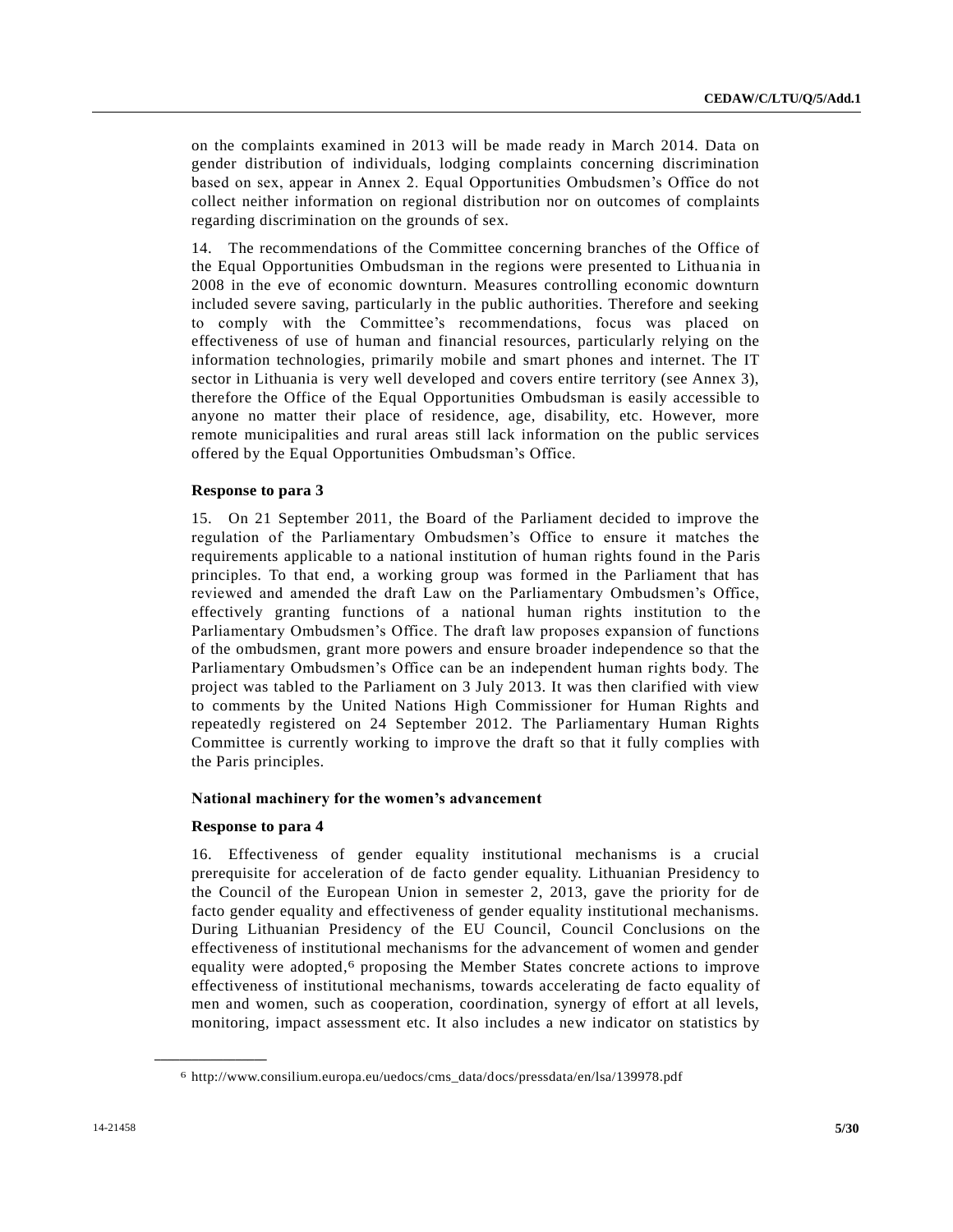on the complaints examined in 2013 will be made ready in March 2014. Data on gender distribution of individuals, lodging complaints concerning discrimination based on sex, appear in Annex 2. Equal Opportunities Ombudsmen's Office do not collect neither information on regional distribution nor on outcomes of complaints regarding discrimination on the grounds of sex.

14. The recommendations of the Committee concerning branches of the Office of the Equal Opportunities Ombudsman in the regions were presented to Lithuania in 2008 in the eve of economic downturn. Measures controlling economic downturn included severe saving, particularly in the public authorities. Therefore and seeking to comply with the Committee's recommendations, focus was placed on effectiveness of use of human and financial resources, particularly relying on the information technologies, primarily mobile and smart phones and internet. The IT sector in Lithuania is very well developed and covers entire territory (see Annex 3), therefore the Office of the Equal Opportunities Ombudsman is easily accessible to anyone no matter their place of residence, age, disability, etc. However, more remote municipalities and rural areas still lack information on the public services offered by the Equal Opportunities Ombudsman's Office.

**Response to para 3**

15. On 21 September 2011, the Board of the Parliament decided to improve the regulation of the Parliamentary Ombudsmen's Office to ensure it matches the requirements applicable to a national institution of human rights found in the Paris principles. To that end, a working group was formed in the Parliament that has reviewed and amended the draft Law on the Parliamentary Ombudsmen's Office, effectively granting functions of a national human rights institution to the Parliamentary Ombudsmen's Office. The draft law proposes expansion of functions of the ombudsmen, grant more powers and ensure broader independence so that the Parliamentary Ombudsmen's Office can be an independent human rights body. The project was tabled to the Parliament on 3 July 2013. It was then clarified with view to comments by the United Nations High Commissioner for Human Rights and repeatedly registered on 24 September 2012. The Parliamentary Human Rights Committee is currently working to improve the draft so that it fully complies with the Paris principles.

**National machinery for the women's advancement**

**Response to para 4**

16. Effectiveness of gender equality institutional mechanisms is a crucial prerequisite for acceleration of de facto gender equality. Lithuanian Presidency to the Council of the European Union in semester 2, 2013, gave the priority for de facto gender equality and effectiveness of gender equality institutional mechanisms. During Lithuanian Presidency of the EU Council, Council Conclusions on the effectiveness of institutional mechanisms for the advancement of women and gender equality were adopted,[6] proposing the Member States concrete actions to improve effectiveness of institutional mechanisms, towards accelerating de facto equality of men and women, such as cooperation, coordination, synergy of effort at all levels, monitoring, impact assessment etc. It also includes a new indicator on statistics by

[6] http://www.consilium.europa.eu/uedocs/cms_data/docs/pressdata/en/lsa/139978.pdf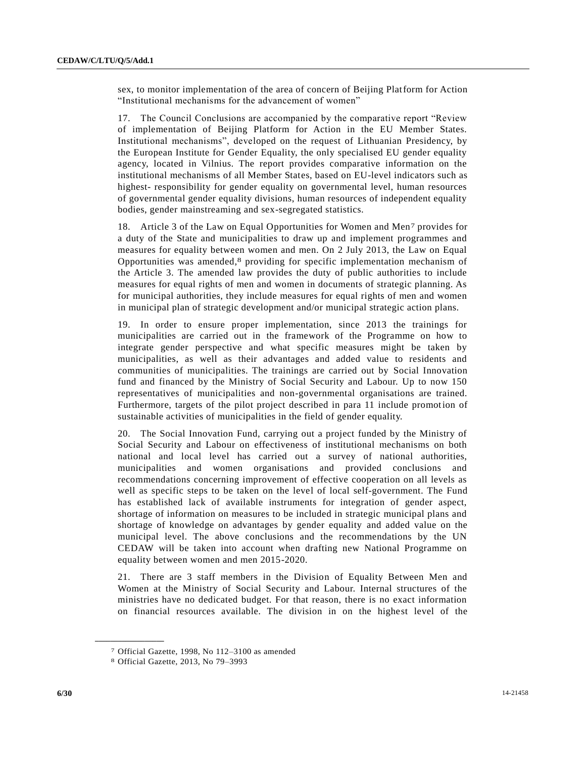sex, to monitor implementation of the area of concern of Beijing Platform for Action "Institutional mechanisms for the advancement of women"

17. The Council Conclusions are accompanied by the comparative report "Review of implementation of Beijing Platform for Action in the EU Member States. Institutional mechanisms", developed on the request of Lithuanian Presidency, by the European Institute for Gender Equality, the only specialised EU gender equality agency, located in Vilnius. The report provides comparative information on the institutional mechanisms of all Member States, based on EU-level indicators such as highest- responsibility for gender equality on governmental level, human resources of governmental gender equality divisions, human resources of independent equality bodies, gender mainstreaming and sex-segregated statistics.

18. Article 3 of the Law on Equal Opportunities for Women and Men[7] provides for a duty of the State and municipalities to draw up and implement programmes and measures for equality between women and men. On 2 July 2013, the Law on Equal Opportunities was amended,[8] providing for specific implementation mechanism of the Article 3. The amended law provides the duty of public authorities to include measures for equal rights of men and women in documents of strategic planning. As for municipal authorities, they include measures for equal rights of men and women in municipal plan of strategic development and/or municipal strategic action plans.

19. In order to ensure proper implementation, since 2013 the trainings for municipalities are carried out in the framework of the Programme on how to integrate gender perspective and what specific measures might be taken by municipalities, as well as their advantages and added value to residents and communities of municipalities. The trainings are carried out by Social Innovation fund and financed by the Ministry of Social Security and Labour. Up to now 150 representatives of municipalities and non-governmental organisations are trained. Furthermore, targets of the pilot project described in para 11 include promotion of sustainable activities of municipalities in the field of gender equality.

20. The Social Innovation Fund, carrying out a project funded by the Ministry of Social Security and Labour on effectiveness of institutional mechanisms on both national and local level has carried out a survey of national authorities, municipalities and women organisations and provided conclusions and recommendations concerning improvement of effective cooperation on all levels as well as specific steps to be taken on the level of local self-government. The Fund has established lack of available instruments for integration of gender aspect, shortage of information on measures to be included in strategic municipal plans and shortage of knowledge on advantages by gender equality and added value on the municipal level. The above conclusions and the recommendations by the UN CEDAW will be taken into account when drafting new National Programme on equality between women and men 2015-2020.

21. There are 3 staff members in the Division of Equality Between Men and Women at the Ministry of Social Security and Labour. Internal structures of the ministries have no dedicated budget. For that reason, there is no exact information on financial resources available. The division in on the highest level of the

---

[7] Official Gazette, 1998, No 112–3100 as amended

[8] Official Gazette, 2013, No 79–3993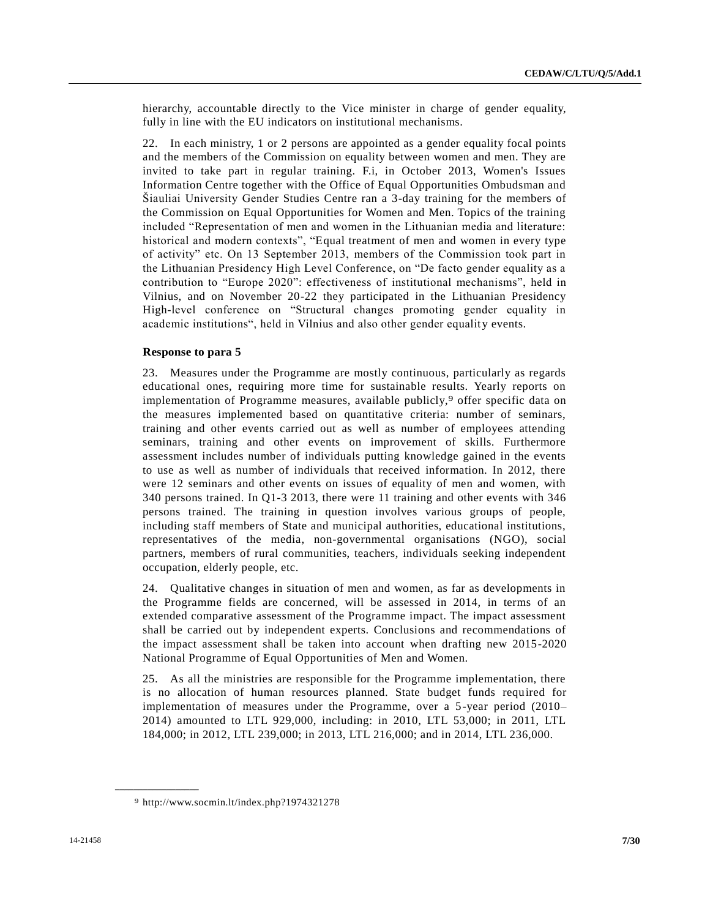hierarchy, accountable directly to the Vice minister in charge of gender equality, fully in line with the EU indicators on institutional mechanisms.

22. In each ministry, 1 or 2 persons are appointed as a gender equality focal points and the members of the Commission on equality between women and men. They are invited to take part in regular training. F.i, in October 2013, Women's Issues Information Centre together with the Office of Equal Opportunities Ombudsman and Šiauliai University Gender Studies Centre ran a 3-day training for the members of the Commission on Equal Opportunities for Women and Men. Topics of the training included "Representation of men and women in the Lithuanian media and literature: historical and modern contexts", "Equal treatment of men and women in every type of activity" etc. On 13 September 2013, members of the Commission took part in the Lithuanian Presidency High Level Conference, on "De facto gender equality as a contribution to "Europe 2020": effectiveness of institutional mechanisms", held in Vilnius, and on November 20-22 they participated in the Lithuanian Presidency High-level conference on "Structural changes promoting gender equality in academic institutions", held in Vilnius and also other gender equality events.

**Response to para 5**

23. Measures under the Programme are mostly continuous, particularly as regards educational ones, requiring more time for sustainable results. Yearly reports on implementation of Programme measures, available publicly,[9] offer specific data on the measures implemented based on quantitative criteria: number of seminars, training and other events carried out as well as number of employees attending seminars, training and other events on improvement of skills. Furthermore assessment includes number of individuals putting knowledge gained in the events to use as well as number of individuals that received information. In 2012, there were 12 seminars and other events on issues of equality of men and women, with 340 persons trained. In Q1-3 2013, there were 11 training and other events with 346 persons trained. The training in question involves various groups of people, including staff members of State and municipal authorities, educational institutions, representatives of the media, non-governmental organisations (NGO), social partners, members of rural communities, teachers, individuals seeking independent occupation, elderly people, etc.

24. Qualitative changes in situation of men and women, as far as developments in the Programme fields are concerned, will be assessed in 2014, in terms of an extended comparative assessment of the Programme impact. The impact assessment shall be carried out by independent experts. Conclusions and recommendations of the impact assessment shall be taken into account when drafting new 2015-2020 National Programme of Equal Opportunities of Men and Women.

25. As all the ministries are responsible for the Programme implementation, there is no allocation of human resources planned. State budget funds required for implementation of measures under the Programme, over a 5-year period (2010–2014) amounted to LTL 929,000, including: in 2010, LTL 53,000; in 2011, LTL 184,000; in 2012, LTL 239,000; in 2013, LTL 216,000; and in 2014, LTL 236,000.

---

[9] http://www.socmin.lt/index.php?1974321278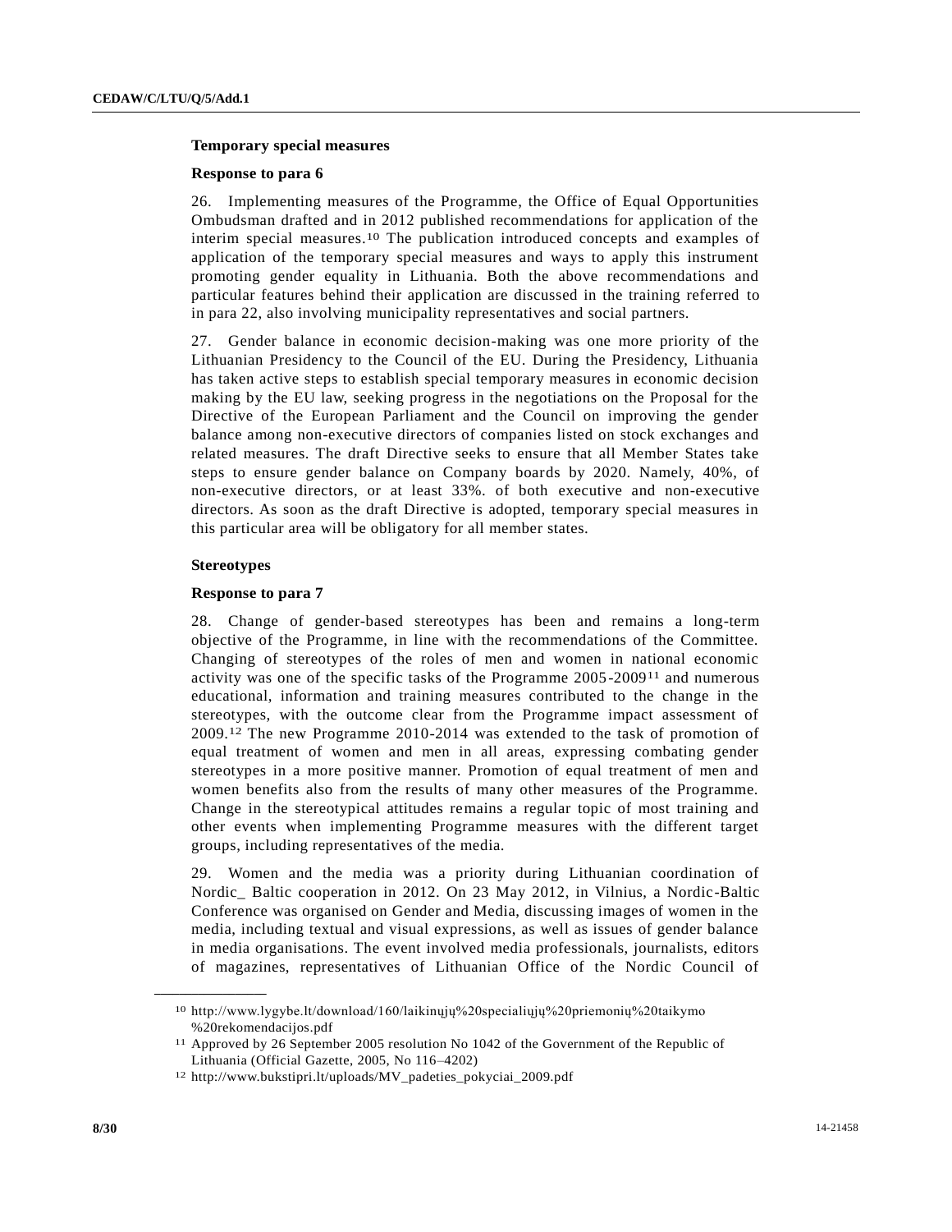**Temporary special measures**

**Response to para 6**

26. Implementing measures of the Programme, the Office of Equal Opportunities Ombudsman drafted and in 2012 published recommendations for application of the interim special measures.[10] The publication introduced concepts and examples of application of the temporary special measures and ways to apply this instrument promoting gender equality in Lithuania. Both the above recommendations and particular features behind their application are discussed in the training referred to in para 22, also involving municipality representatives and social partners.

27. Gender balance in economic decision-making was one more priority of the Lithuanian Presidency to the Council of the EU. During the Presidency, Lithuania has taken active steps to establish special temporary measures in economic decision making by the EU law, seeking progress in the negotiations on the Proposal for the Directive of the European Parliament and the Council on improving the gender balance among non-executive directors of companies listed on stock exchanges and related measures. The draft Directive seeks to ensure that all Member States take steps to ensure gender balance on Company boards by 2020. Namely, 40%, of non-executive directors, or at least 33%. of both executive and non-executive directors. As soon as the draft Directive is adopted, temporary special measures in this particular area will be obligatory for all member states.

**Stereotypes**

**Response to para 7**

28. Change of gender-based stereotypes has been and remains a long-term objective of the Programme, in line with the recommendations of the Committee. Changing of stereotypes of the roles of men and women in national economic activity was one of the specific tasks of the Programme 2005-2009[11] and numerous educational, information and training measures contributed to the change in the stereotypes, with the outcome clear from the Programme impact assessment of 2009.[12] The new Programme 2010-2014 was extended to the task of promotion of equal treatment of women and men in all areas, expressing combating gender stereotypes in a more positive manner. Promotion of equal treatment of men and women benefits also from the results of many other measures of the Programme. Change in the stereotypical attitudes remains a regular topic of most training and other events when implementing Programme measures with the different target groups, including representatives of the media.

29. Women and the media was a priority during Lithuanian coordination of Nordic_ Baltic cooperation in 2012. On 23 May 2012, in Vilnius, a Nordic-Baltic Conference was organised on Gender and Media, discussing images of women in the media, including textual and visual expressions, as well as issues of gender balance in media organisations. The event involved media professionals, journalists, editors of magazines, representatives of Lithuanian Office of the Nordic Council of

---

[10] http://www.lygybe.lt/download/160/laikinųjų%20specialiųjų%20priemonių%20taikymo%20rekomendacijos.pdf

[11] Approved by 26 September 2005 resolution No 1042 of the Government of the Republic of Lithuania (Official Gazette, 2005, No 116–4202)

[12] http://www.bukstipri.lt/uploads/MV_padeties_pokyciai_2009.pdf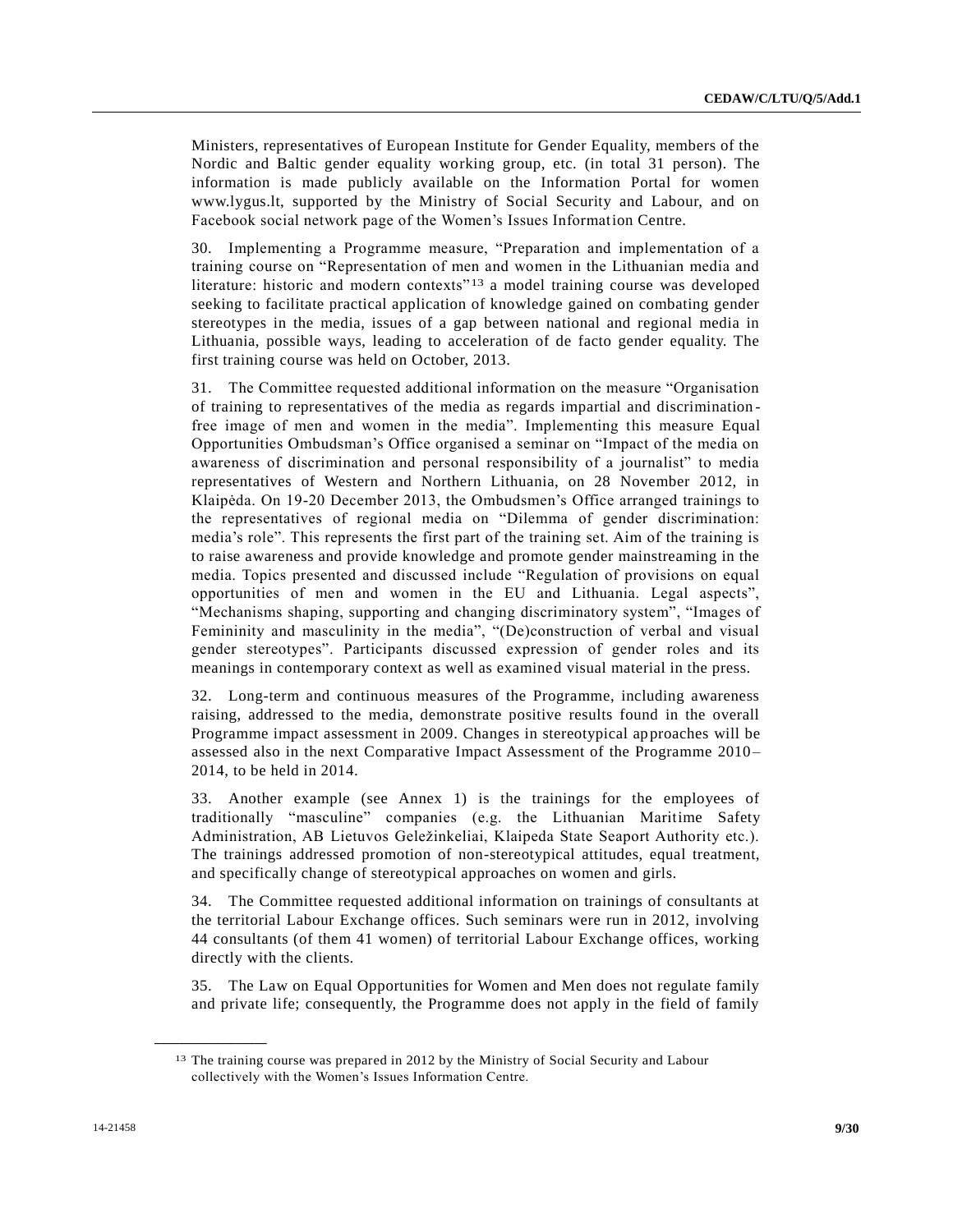Ministers, representatives of European Institute for Gender Equality, members of the Nordic and Baltic gender equality working group, etc. (in total 31 person). The information is made publicly available on the Information Portal for women www.lygus.lt, supported by the Ministry of Social Security and Labour, and on Facebook social network page of the Women's Issues Information Centre.

30. Implementing a Programme measure, "Preparation and implementation of a training course on "Representation of men and women in the Lithuanian media and literature: historic and modern contexts"[13] a model training course was developed seeking to facilitate practical application of knowledge gained on combating gender stereotypes in the media, issues of a gap between national and regional media in Lithuania, possible ways, leading to acceleration of de facto gender equality. The first training course was held on October, 2013.

31. The Committee requested additional information on the measure "Organisation of training to representatives of the media as regards impartial and discrimination-free image of men and women in the media". Implementing this measure Equal Opportunities Ombudsman's Office organised a seminar on "Impact of the media on awareness of discrimination and personal responsibility of a journalist" to media representatives of Western and Northern Lithuania, on 28 November 2012, in Klaipėda. On 19-20 December 2013, the Ombudsmen's Office arranged trainings to the representatives of regional media on "Dilemma of gender discrimination: media's role". This represents the first part of the training set. Aim of the training is to raise awareness and provide knowledge and promote gender mainstreaming in the media. Topics presented and discussed include "Regulation of provisions on equal opportunities of men and women in the EU and Lithuania. Legal aspects", "Mechanisms shaping, supporting and changing discriminatory system", "Images of Femininity and masculinity in the media", "(De)construction of verbal and visual gender stereotypes". Participants discussed expression of gender roles and its meanings in contemporary context as well as examined visual material in the press.

32. Long-term and continuous measures of the Programme, including awareness raising, addressed to the media, demonstrate positive results found in the overall Programme impact assessment in 2009. Changes in stereotypical approaches will be assessed also in the next Comparative Impact Assessment of the Programme 2010–2014, to be held in 2014.

33. Another example (see Annex 1) is the trainings for the employees of traditionally "masculine" companies (e.g. the Lithuanian Maritime Safety Administration, AB Lietuvos Geležinkeliai, Klaipeda State Seaport Authority etc.). The trainings addressed promotion of non-stereotypical attitudes, equal treatment, and specifically change of stereotypical approaches on women and girls.

34. The Committee requested additional information on trainings of consultants at the territorial Labour Exchange offices. Such seminars were run in 2012, involving 44 consultants (of them 41 women) of territorial Labour Exchange offices, working directly with the clients.

35. The Law on Equal Opportunities for Women and Men does not regulate family and private life; consequently, the Programme does not apply in the field of family

[13] The training course was prepared in 2012 by the Ministry of Social Security and Labour collectively with the Women's Issues Information Centre.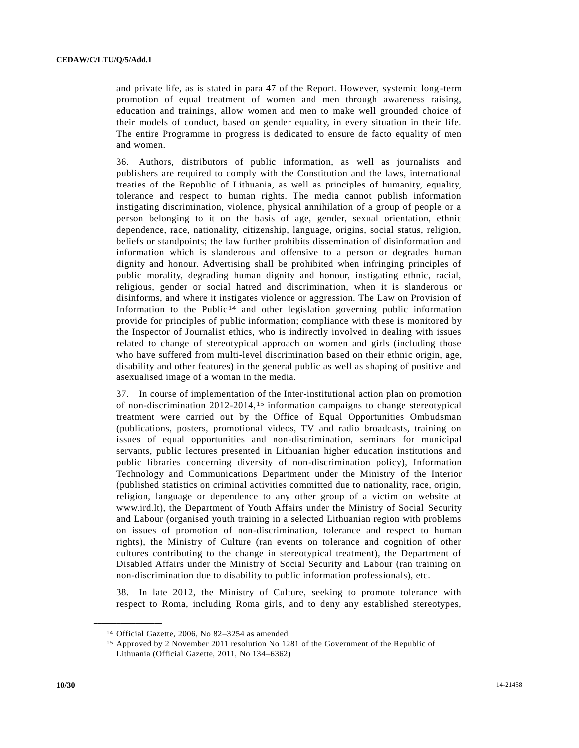and private life, as is stated in para 47 of the Report. However, systemic long-term promotion of equal treatment of women and men through awareness raising, education and trainings, allow women and men to make well grounded choice of their models of conduct, based on gender equality, in every situation in their life. The entire Programme in progress is dedicated to ensure de facto equality of men and women.

36. Authors, distributors of public information, as well as journalists and publishers are required to comply with the Constitution and the laws, international treaties of the Republic of Lithuania, as well as principles of humanity, equality, tolerance and respect to human rights. The media cannot publish information instigating discrimination, violence, physical annihilation of a group of people or a person belonging to it on the basis of age, gender, sexual orientation, ethnic dependence, race, nationality, citizenship, language, origins, social status, religion, beliefs or standpoints; the law further prohibits dissemination of disinformation and information which is slanderous and offensive to a person or degrades human dignity and honour. Advertising shall be prohibited when infringing principles of public morality, degrading human dignity and honour, instigating ethnic, racial, religious, gender or social hatred and discrimination, when it is slanderous or disinforms, and where it instigates violence or aggression. The Law on Provision of Information to the Public[14] and other legislation governing public information provide for principles of public information; compliance with these is monitored by the Inspector of Journalist ethics, who is indirectly involved in dealing with issues related to change of stereotypical approach on women and girls (including those who have suffered from multi-level discrimination based on their ethnic origin, age, disability and other features) in the general public as well as shaping of positive and asexualised image of a woman in the media.

37. In course of implementation of the Inter-institutional action plan on promotion of non-discrimination 2012-2014,[15] information campaigns to change stereotypical treatment were carried out by the Office of Equal Opportunities Ombudsman (publications, posters, promotional videos, TV and radio broadcasts, training on issues of equal opportunities and non-discrimination, seminars for municipal servants, public lectures presented in Lithuanian higher education institutions and public libraries concerning diversity of non-discrimination policy), Information Technology and Communications Department under the Ministry of the Interior (published statistics on criminal activities committed due to nationality, race, origin, religion, language or dependence to any other group of a victim on website at www.ird.lt), the Department of Youth Affairs under the Ministry of Social Security and Labour (organised youth training in a selected Lithuanian region with problems on issues of promotion of non-discrimination, tolerance and respect to human rights), the Ministry of Culture (ran events on tolerance and cognition of other cultures contributing to the change in stereotypical treatment), the Department of Disabled Affairs under the Ministry of Social Security and Labour (ran training on non-discrimination due to disability to public information professionals), etc.

38. In late 2012, the Ministry of Culture, seeking to promote tolerance with respect to Roma, including Roma girls, and to deny any established stereotypes,

---

[14] Official Gazette, 2006, No 82–3254 as amended

[15] Approved by 2 November 2011 resolution No 1281 of the Government of the Republic of Lithuania (Official Gazette, 2011, No 134–6362)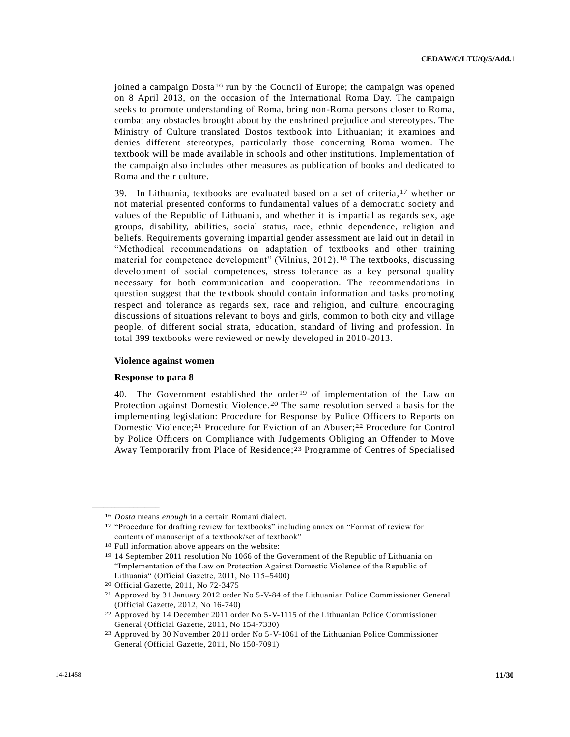joined a campaign Dosta[16] run by the Council of Europe; the campaign was opened on 8 April 2013, on the occasion of the International Roma Day. The campaign seeks to promote understanding of Roma, bring non-Roma persons closer to Roma, combat any obstacles brought about by the enshrined prejudice and stereotypes. The Ministry of Culture translated Dostos textbook into Lithuanian; it examines and denies different stereotypes, particularly those concerning Roma women. The textbook will be made available in schools and other institutions. Implementation of the campaign also includes other measures as publication of books and dedicated to Roma and their culture.

39. In Lithuania, textbooks are evaluated based on a set of criteria,[17] whether or not material presented conforms to fundamental values of a democratic society and values of the Republic of Lithuania, and whether it is impartial as regards sex, age groups, disability, abilities, social status, race, ethnic dependence, religion and beliefs. Requirements governing impartial gender assessment are laid out in detail in "Methodical recommendations on adaptation of textbooks and other training material for competence development" (Vilnius, 2012).[18] The textbooks, discussing development of social competences, stress tolerance as a key personal quality necessary for both communication and cooperation. The recommendations in question suggest that the textbook should contain information and tasks promoting respect and tolerance as regards sex, race and religion, and culture, encouraging discussions of situations relevant to boys and girls, common to both city and village people, of different social strata, education, standard of living and profession. In total 399 textbooks were reviewed or newly developed in 2010-2013.

**Violence against women**

**Response to para 8**

40. The Government established the order[19] of implementation of the Law on Protection against Domestic Violence.[20] The same resolution served a basis for the implementing legislation: Procedure for Response by Police Officers to Reports on Domestic Violence;[21] Procedure for Eviction of an Abuser;[22] Procedure for Control by Police Officers on Compliance with Judgements Obliging an Offender to Move Away Temporarily from Place of Residence;[23] Programme of Centres of Specialised

---

[16] *Dosta* means *enough* in a certain Romani dialect.

[17] "Procedure for drafting review for textbooks" including annex on "Format of review for contents of manuscript of a textbook/set of textbook"

[18] Full information above appears on the website:

[19] 14 September 2011 resolution No 1066 of the Government of the Republic of Lithuania on "Implementation of the Law on Protection Against Domestic Violence of the Republic of Lithuania" (Official Gazette, 2011, No 115–5400)

[20] Official Gazette, 2011, No 72-3475

[21] Approved by 31 January 2012 order No 5-V-84 of the Lithuanian Police Commissioner General (Official Gazette, 2012, No 16-740)

[22] Approved by 14 December 2011 order No 5-V-1115 of the Lithuanian Police Commissioner General (Official Gazette, 2011, No 154-7330)

[23] Approved by 30 November 2011 order No 5-V-1061 of the Lithuanian Police Commissioner General (Official Gazette, 2011, No 150-7091)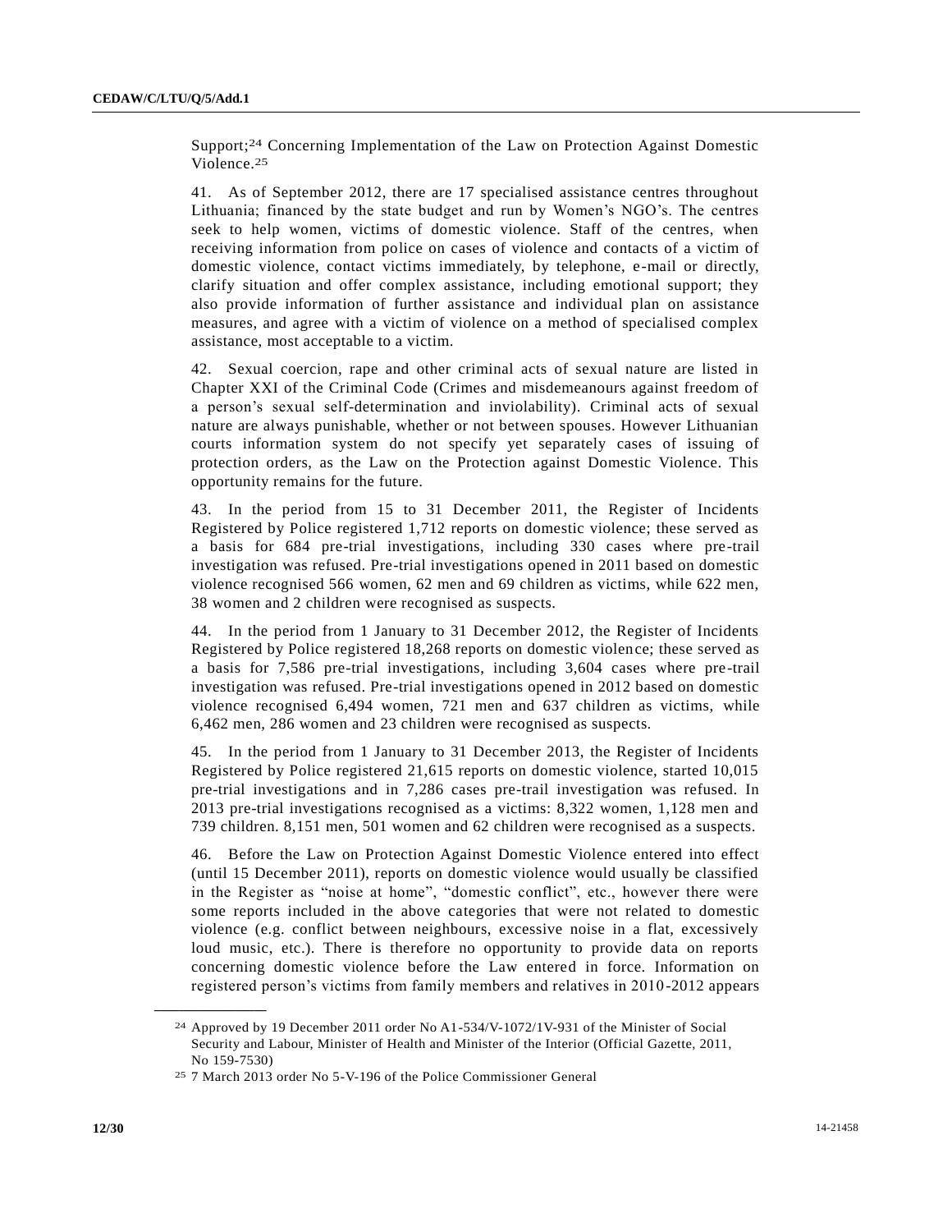Support;[24] Concerning Implementation of the Law on Protection Against Domestic Violence.[25]

41. As of September 2012, there are 17 specialised assistance centres throughout Lithuania; financed by the state budget and run by Women's NGO's. The centres seek to help women, victims of domestic violence. Staff of the centres, when receiving information from police on cases of violence and contacts of a victim of domestic violence, contact victims immediately, by telephone, e-mail or directly, clarify situation and offer complex assistance, including emotional support; they also provide information of further assistance and individual plan on assistance measures, and agree with a victim of violence on a method of specialised complex assistance, most acceptable to a victim.

42. Sexual coercion, rape and other criminal acts of sexual nature are listed in Chapter XXI of the Criminal Code (Crimes and misdemeanours against freedom of a person's sexual self-determination and inviolability). Criminal acts of sexual nature are always punishable, whether or not between spouses. However Lithuanian courts information system do not specify yet separately cases of issuing of protection orders, as the Law on the Protection against Domestic Violence. This opportunity remains for the future.

43. In the period from 15 to 31 December 2011, the Register of Incidents Registered by Police registered 1,712 reports on domestic violence; these served as a basis for 684 pre-trial investigations, including 330 cases where pre-trail investigation was refused. Pre-trial investigations opened in 2011 based on domestic violence recognised 566 women, 62 men and 69 children as victims, while 622 men, 38 women and 2 children were recognised as suspects.

44. In the period from 1 January to 31 December 2012, the Register of Incidents Registered by Police registered 18,268 reports on domestic violence; these served as a basis for 7,586 pre-trial investigations, including 3,604 cases where pre-trail investigation was refused. Pre-trial investigations opened in 2012 based on domestic violence recognised 6,494 women, 721 men and 637 children as victims, while 6,462 men, 286 women and 23 children were recognised as suspects.

45. In the period from 1 January to 31 December 2013, the Register of Incidents Registered by Police registered 21,615 reports on domestic violence, started 10,015 pre-trial investigations and in 7,286 cases pre-trail investigation was refused. In 2013 pre-trial investigations recognised as a victims: 8,322 women, 1,128 men and 739 children. 8,151 men, 501 women and 62 children were recognised as a suspects.

46. Before the Law on Protection Against Domestic Violence entered into effect (until 15 December 2011), reports on domestic violence would usually be classified in the Register as "noise at home", "domestic conflict", etc., however there were some reports included in the above categories that were not related to domestic violence (e.g. conflict between neighbours, excessive noise in a flat, excessively loud music, etc.). There is therefore no opportunity to provide data on reports concerning domestic violence before the Law entered in force. Information on registered person's victims from family members and relatives in 2010-2012 appears

---

[24] Approved by 19 December 2011 order No A1-534/V-1072/1V-931 of the Minister of Social Security and Labour, Minister of Health and Minister of the Interior (Official Gazette, 2011, No 159-7530)

[25] 7 March 2013 order No 5-V-196 of the Police Commissioner General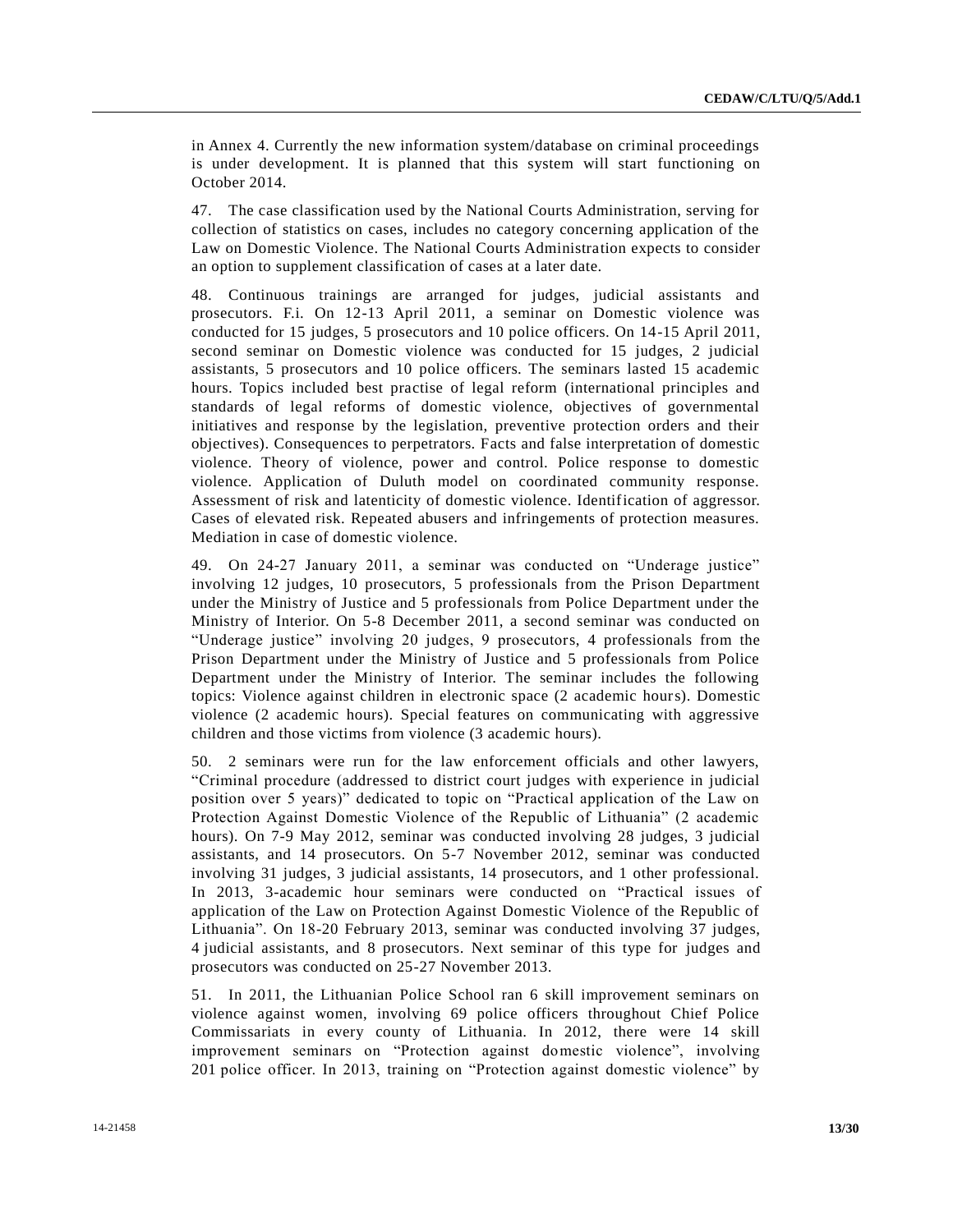in Annex 4. Currently the new information system/database on criminal proceedings is under development. It is planned that this system will start functioning on October 2014.

47. The case classification used by the National Courts Administration, serving for collection of statistics on cases, includes no category concerning application of the Law on Domestic Violence. The National Courts Administration expects to consider an option to supplement classification of cases at a later date.

48. Continuous trainings are arranged for judges, judicial assistants and prosecutors. F.i. On 12-13 April 2011, a seminar on Domestic violence was conducted for 15 judges, 5 prosecutors and 10 police officers. On 14-15 April 2011, second seminar on Domestic violence was conducted for 15 judges, 2 judicial assistants, 5 prosecutors and 10 police officers. The seminars lasted 15 academic hours. Topics included best practise of legal reform (international principles and standards of legal reforms of domestic violence, objectives of governmental initiatives and response by the legislation, preventive protection orders and their objectives). Consequences to perpetrators. Facts and false interpretation of domestic violence. Theory of violence, power and control. Police response to domestic violence. Application of Duluth model on coordinated community response. Assessment of risk and latenticity of domestic violence. Identification of aggressor. Cases of elevated risk. Repeated abusers and infringements of protection measures. Mediation in case of domestic violence.

49. On 24-27 January 2011, a seminar was conducted on "Underage justice" involving 12 judges, 10 prosecutors, 5 professionals from the Prison Department under the Ministry of Justice and 5 professionals from Police Department under the Ministry of Interior. On 5-8 December 2011, a second seminar was conducted on "Underage justice" involving 20 judges, 9 prosecutors, 4 professionals from the Prison Department under the Ministry of Justice and 5 professionals from Police Department under the Ministry of Interior. The seminar includes the following topics: Violence against children in electronic space (2 academic hours). Domestic violence (2 academic hours). Special features on communicating with aggressive children and those victims from violence (3 academic hours).

50. 2 seminars were run for the law enforcement officials and other lawyers, "Criminal procedure (addressed to district court judges with experience in judicial position over 5 years)" dedicated to topic on "Practical application of the Law on Protection Against Domestic Violence of the Republic of Lithuania" (2 academic hours). On 7-9 May 2012, seminar was conducted involving 28 judges, 3 judicial assistants, and 14 prosecutors. On 5-7 November 2012, seminar was conducted involving 31 judges, 3 judicial assistants, 14 prosecutors, and 1 other professional. In 2013, 3-academic hour seminars were conducted on "Practical issues of application of the Law on Protection Against Domestic Violence of the Republic of Lithuania". On 18-20 February 2013, seminar was conducted involving 37 judges, 4 judicial assistants, and 8 prosecutors. Next seminar of this type for judges and prosecutors was conducted on 25-27 November 2013.

51. In 2011, the Lithuanian Police School ran 6 skill improvement seminars on violence against women, involving 69 police officers throughout Chief Police Commissariats in every county of Lithuania. In 2012, there were 14 skill improvement seminars on "Protection against domestic violence", involving 201 police officer. In 2013, training on "Protection against domestic violence" by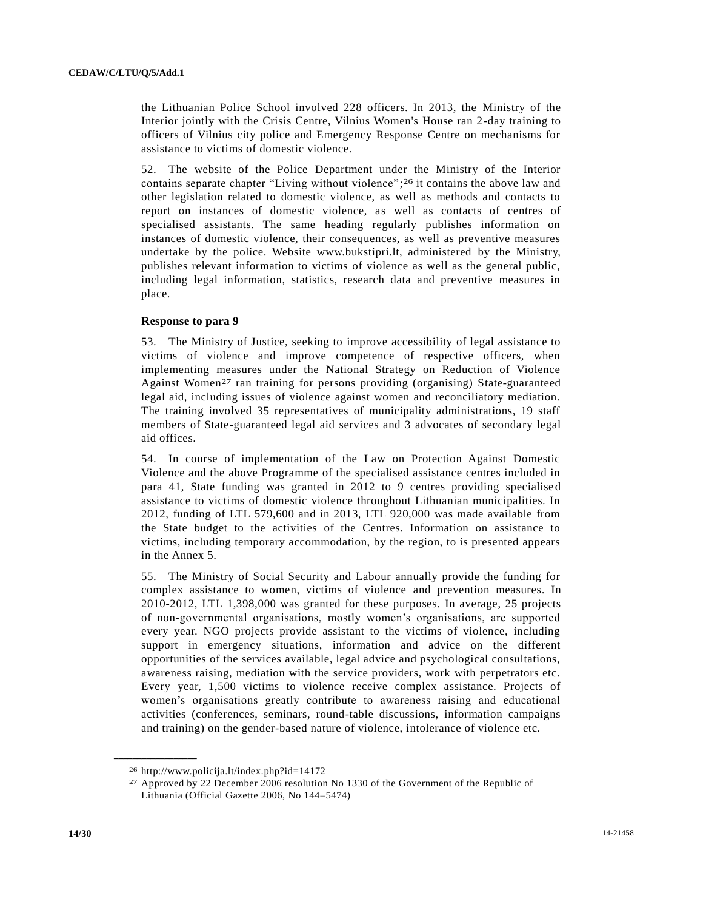the Lithuanian Police School involved 228 officers. In 2013, the Ministry of the Interior jointly with the Crisis Centre, Vilnius Women's House ran 2-day training to officers of Vilnius city police and Emergency Response Centre on mechanisms for assistance to victims of domestic violence.

52. The website of the Police Department under the Ministry of the Interior contains separate chapter “Living without violence”;[26] it contains the above law and other legislation related to domestic violence, as well as methods and contacts to report on instances of domestic violence, as well as contacts of centres of specialised assistants. The same heading regularly publishes information on instances of domestic violence, their consequences, as well as preventive measures undertake by the police. Website www.bukstipri.lt, administered by the Ministry, publishes relevant information to victims of violence as well as the general public, including legal information, statistics, research data and preventive measures in place.

**Response to para 9**

53. The Ministry of Justice, seeking to improve accessibility of legal assistance to victims of violence and improve competence of respective officers, when implementing measures under the National Strategy on Reduction of Violence Against Women[27] ran training for persons providing (organising) State-guaranteed legal aid, including issues of violence against women and reconciliatory mediation. The training involved 35 representatives of municipality administrations, 19 staff members of State-guaranteed legal aid services and 3 advocates of secondary legal aid offices.

54. In course of implementation of the Law on Protection Against Domestic Violence and the above Programme of the specialised assistance centres included in para 41, State funding was granted in 2012 to 9 centres providing specialised assistance to victims of domestic violence throughout Lithuanian municipalities. In 2012, funding of LTL 579,600 and in 2013, LTL 920,000 was made available from the State budget to the activities of the Centres. Information on assistance to victims, including temporary accommodation, by the region, to is presented appears in the Annex 5.

55. The Ministry of Social Security and Labour annually provide the funding for complex assistance to women, victims of violence and prevention measures. In 2010-2012, LTL 1,398,000 was granted for these purposes. In average, 25 projects of non-governmental organisations, mostly women’s organisations, are supported every year. NGO projects provide assistant to the victims of violence, including support in emergency situations, information and advice on the different opportunities of the services available, legal advice and psychological consultations, awareness raising, mediation with the service providers, work with perpetrators etc. Every year, 1,500 victims to violence receive complex assistance. Projects of women’s organisations greatly contribute to awareness raising and educational activities (conferences, seminars, round-table discussions, information campaigns and training) on the gender-based nature of violence, intolerance of violence etc.

---

[26] http://www.policija.lt/index.php?id=14172

[27] Approved by 22 December 2006 resolution No 1330 of the Government of the Republic of Lithuania (Official Gazette 2006, No 144–5474)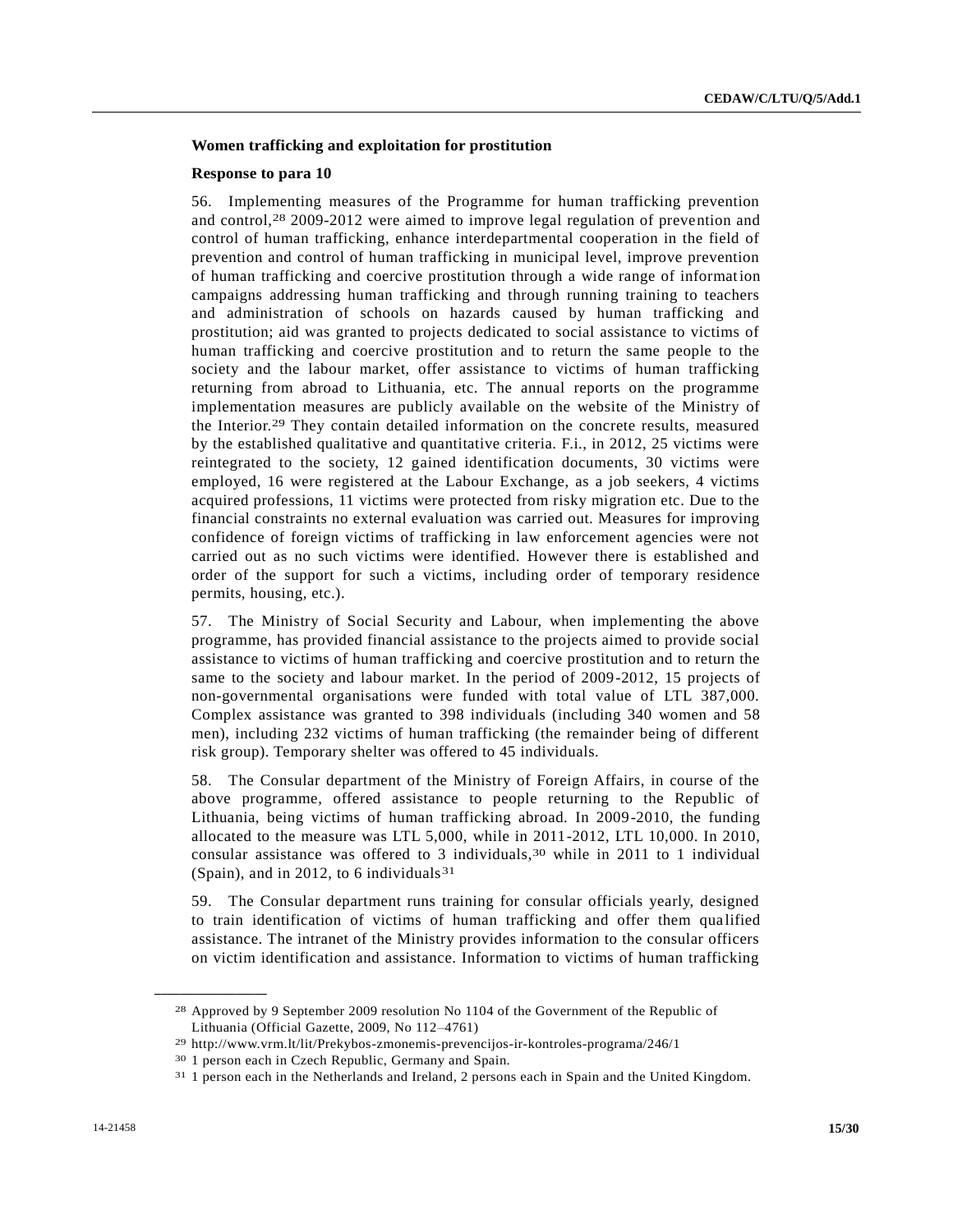**Women trafficking and exploitation for prostitution**

**Response to para 10**

56. Implementing measures of the Programme for human trafficking prevention and control,[28] 2009-2012 were aimed to improve legal regulation of prevention and control of human trafficking, enhance interdepartmental cooperation in the field of prevention and control of human trafficking in municipal level, improve prevention of human trafficking and coercive prostitution through a wide range of information campaigns addressing human trafficking and through running training to teachers and administration of schools on hazards caused by human trafficking and prostitution; aid was granted to projects dedicated to social assistance to victims of human trafficking and coercive prostitution and to return the same people to the society and the labour market, offer assistance to victims of human trafficking returning from abroad to Lithuania, etc. The annual reports on the programme implementation measures are publicly available on the website of the Ministry of the Interior.[29] They contain detailed information on the concrete results, measured by the established qualitative and quantitative criteria. F.i., in 2012, 25 victims were reintegrated to the society, 12 gained identification documents, 30 victims were employed, 16 were registered at the Labour Exchange, as a job seekers, 4 victims acquired professions, 11 victims were protected from risky migration etc. Due to the financial constraints no external evaluation was carried out. Measures for improving confidence of foreign victims of trafficking in law enforcement agencies were not carried out as no such victims were identified. However there is established and order of the support for such a victims, including order of temporary residence permits, housing, etc.).

57. The Ministry of Social Security and Labour, when implementing the above programme, has provided financial assistance to the projects aimed to provide social assistance to victims of human trafficking and coercive prostitution and to return the same to the society and labour market. In the period of 2009-2012, 15 projects of non-governmental organisations were funded with total value of LTL 387,000. Complex assistance was granted to 398 individuals (including 340 women and 58 men), including 232 victims of human trafficking (the remainder being of different risk group). Temporary shelter was offered to 45 individuals.

58. The Consular department of the Ministry of Foreign Affairs, in course of the above programme, offered assistance to people returning to the Republic of Lithuania, being victims of human trafficking abroad. In 2009-2010, the funding allocated to the measure was LTL 5,000, while in 2011-2012, LTL 10,000. In 2010, consular assistance was offered to 3 individuals,[30] while in 2011 to 1 individual (Spain), and in 2012, to 6 individuals[31]

59. The Consular department runs training for consular officials yearly, designed to train identification of victims of human trafficking and offer them qualified assistance. The intranet of the Ministry provides information to the consular officers on victim identification and assistance. Information to victims of human trafficking

---

[28] Approved by 9 September 2009 resolution No 1104 of the Government of the Republic of Lithuania (Official Gazette, 2009, No 112–4761)

[29] http://www.vrm.lt/lit/Prekybos-zmonemis-prevencijos-ir-kontroles-programa/246/1

[30] 1 person each in Czech Republic, Germany and Spain.

[31] 1 person each in the Netherlands and Ireland, 2 persons each in Spain and the United Kingdom.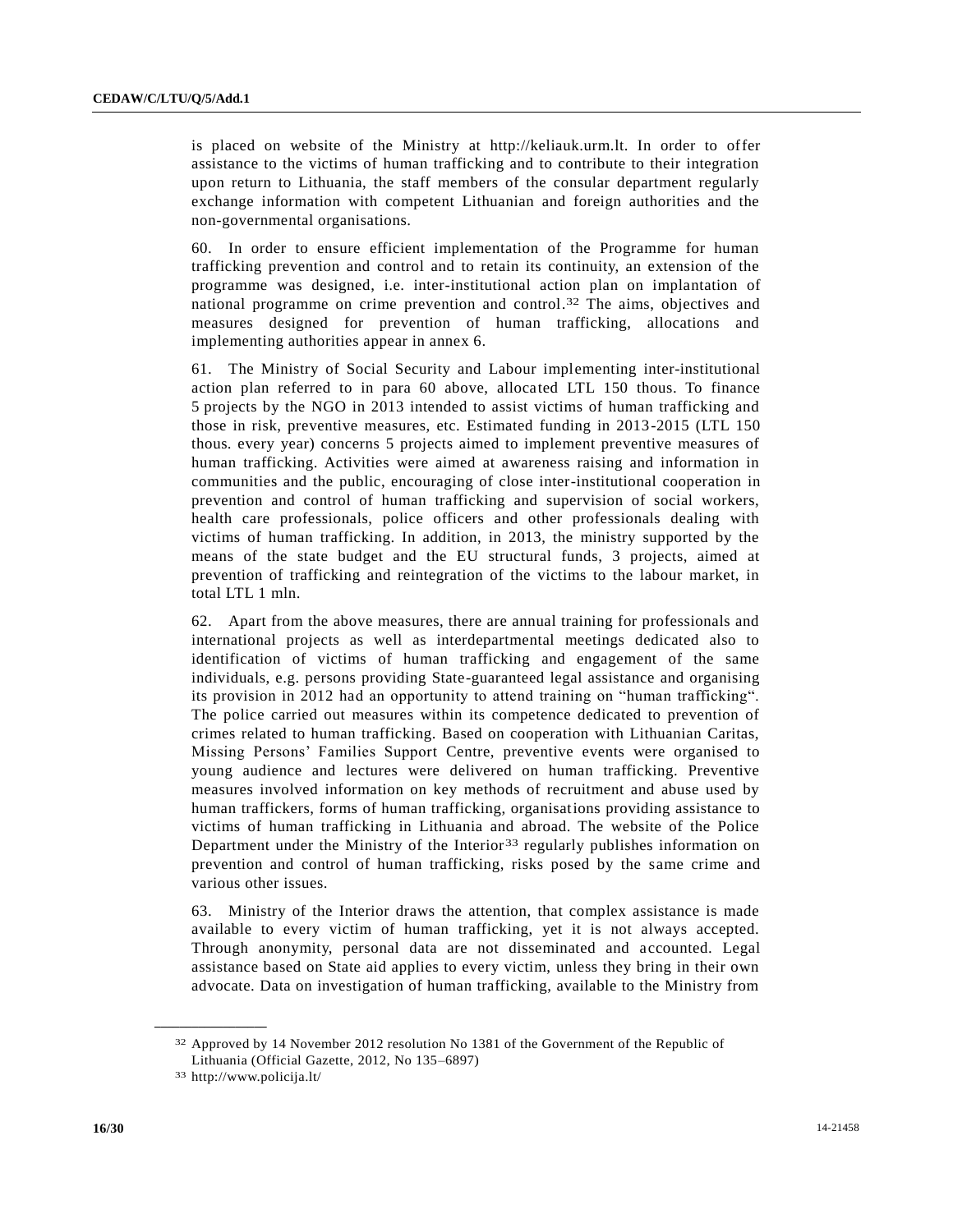is placed on website of the Ministry at http://keliauk.urm.lt. In order to offer assistance to the victims of human trafficking and to contribute to their integration upon return to Lithuania, the staff members of the consular department regularly exchange information with competent Lithuanian and foreign authorities and the non-governmental organisations.

60. In order to ensure efficient implementation of the Programme for human trafficking prevention and control and to retain its continuity, an extension of the programme was designed, i.e. inter-institutional action plan on implantation of national programme on crime prevention and control.[32] The aims, objectives and measures designed for prevention of human trafficking, allocations and implementing authorities appear in annex 6.

61. The Ministry of Social Security and Labour implementing inter-institutional action plan referred to in para 60 above, allocated LTL 150 thous. To finance 5 projects by the NGO in 2013 intended to assist victims of human trafficking and those in risk, preventive measures, etc. Estimated funding in 2013-2015 (LTL 150 thous. every year) concerns 5 projects aimed to implement preventive measures of human trafficking. Activities were aimed at awareness raising and information in communities and the public, encouraging of close inter-institutional cooperation in prevention and control of human trafficking and supervision of social workers, health care professionals, police officers and other professionals dealing with victims of human trafficking. In addition, in 2013, the ministry supported by the means of the state budget and the EU structural funds, 3 projects, aimed at prevention of trafficking and reintegration of the victims to the labour market, in total LTL 1 mln.

62. Apart from the above measures, there are annual training for professionals and international projects as well as interdepartmental meetings dedicated also to identification of victims of human trafficking and engagement of the same individuals, e.g. persons providing State-guaranteed legal assistance and organising its provision in 2012 had an opportunity to attend training on "human trafficking". The police carried out measures within its competence dedicated to prevention of crimes related to human trafficking. Based on cooperation with Lithuanian Caritas, Missing Persons' Families Support Centre, preventive events were organised to young audience and lectures were delivered on human trafficking. Preventive measures involved information on key methods of recruitment and abuse used by human traffickers, forms of human trafficking, organisations providing assistance to victims of human trafficking in Lithuania and abroad. The website of the Police Department under the Ministry of the Interior[33] regularly publishes information on prevention and control of human trafficking, risks posed by the same crime and various other issues.

63. Ministry of the Interior draws the attention, that complex assistance is made available to every victim of human trafficking, yet it is not always accepted. Through anonymity, personal data are not disseminated and accounted. Legal assistance based on State aid applies to every victim, unless they bring in their own advocate. Data on investigation of human trafficking, available to the Ministry from

---

[32] Approved by 14 November 2012 resolution No 1381 of the Government of the Republic of Lithuania (Official Gazette, 2012, No 135–6897)

[33] http://www.policija.lt/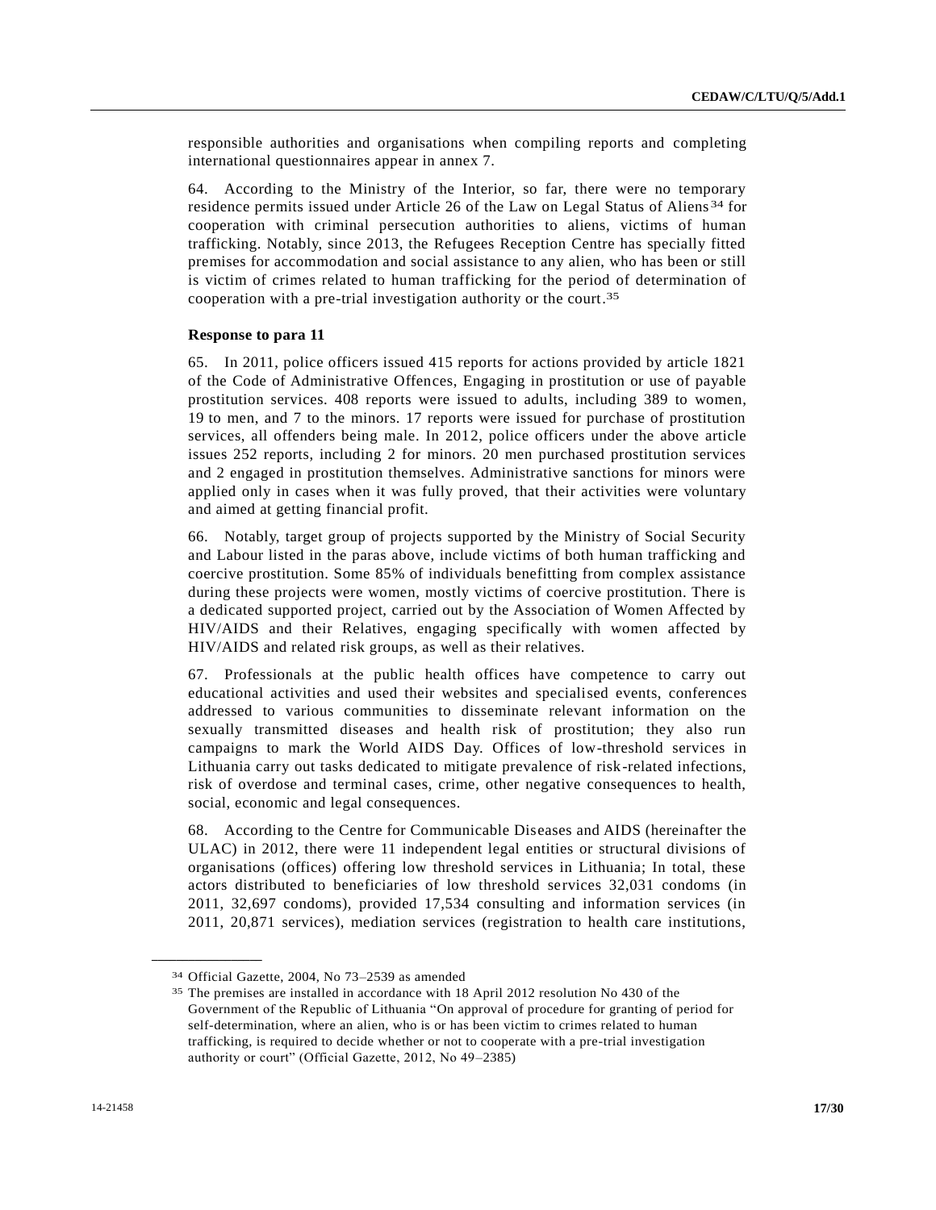responsible authorities and organisations when compiling reports and completing international questionnaires appear in annex 7.

64. According to the Ministry of the Interior, so far, there were no temporary residence permits issued under Article 26 of the Law on Legal Status of Aliens[34] for cooperation with criminal persecution authorities to aliens, victims of human trafficking. Notably, since 2013, the Refugees Reception Centre has specially fitted premises for accommodation and social assistance to any alien, who has been or still is victim of crimes related to human trafficking for the period of determination of cooperation with a pre-trial investigation authority or the court.[35]

**Response to para 11**

65. In 2011, police officers issued 415 reports for actions provided by article 1821 of the Code of Administrative Offences, Engaging in prostitution or use of payable prostitution services. 408 reports were issued to adults, including 389 to women, 19 to men, and 7 to the minors. 17 reports were issued for purchase of prostitution services, all offenders being male. In 2012, police officers under the above article issues 252 reports, including 2 for minors. 20 men purchased prostitution services and 2 engaged in prostitution themselves. Administrative sanctions for minors were applied only in cases when it was fully proved, that their activities were voluntary and aimed at getting financial profit.

66. Notably, target group of projects supported by the Ministry of Social Security and Labour listed in the paras above, include victims of both human trafficking and coercive prostitution. Some 85% of individuals benefitting from complex assistance during these projects were women, mostly victims of coercive prostitution. There is a dedicated supported project, carried out by the Association of Women Affected by HIV/AIDS and their Relatives, engaging specifically with women affected by HIV/AIDS and related risk groups, as well as their relatives.

67. Professionals at the public health offices have competence to carry out educational activities and used their websites and specialised events, conferences addressed to various communities to disseminate relevant information on the sexually transmitted diseases and health risk of prostitution; they also run campaigns to mark the World AIDS Day. Offices of low-threshold services in Lithuania carry out tasks dedicated to mitigate prevalence of risk-related infections, risk of overdose and terminal cases, crime, other negative consequences to health, social, economic and legal consequences.

68. According to the Centre for Communicable Diseases and AIDS (hereinafter the ULAC) in 2012, there were 11 independent legal entities or structural divisions of organisations (offices) offering low threshold services in Lithuania; In total, these actors distributed to beneficiaries of low threshold services 32,031 condoms (in 2011, 32,697 condoms), provided 17,534 consulting and information services (in 2011, 20,871 services), mediation services (registration to health care institutions,

---

[34] Official Gazette, 2004, No 73–2539 as amended

[35] The premises are installed in accordance with 18 April 2012 resolution No 430 of the Government of the Republic of Lithuania "On approval of procedure for granting of period for self-determination, where an alien, who is or has been victim to crimes related to human trafficking, is required to decide whether or not to cooperate with a pre-trial investigation authority or court" (Official Gazette, 2012, No 49–2385)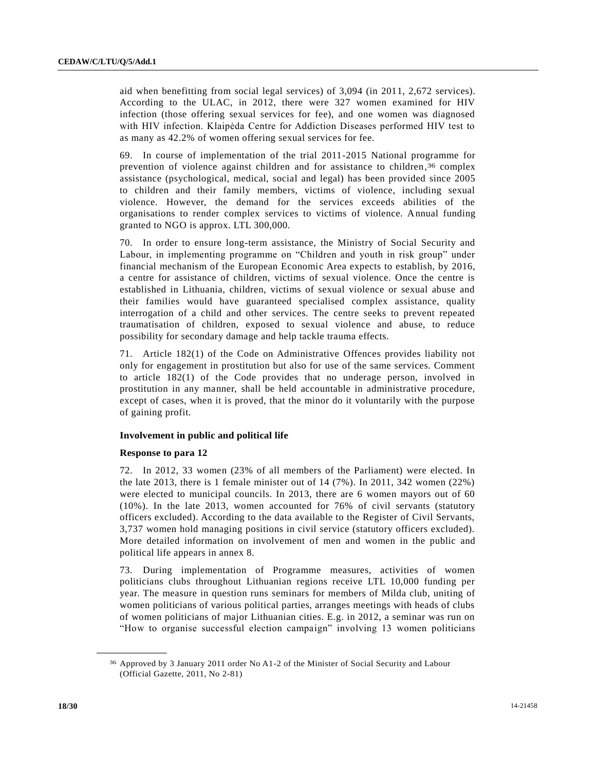aid when benefitting from social legal services) of 3,094 (in 2011, 2,672 services). According to the ULAC, in 2012, there were 327 women examined for HIV infection (those offering sexual services for fee), and one women was diagnosed with HIV infection. Klaipėda Centre for Addiction Diseases performed HIV test to as many as 42.2% of women offering sexual services for fee.

69. In course of implementation of the trial 2011-2015 National programme for prevention of violence against children and for assistance to children,[36] complex assistance (psychological, medical, social and legal) has been provided since 2005 to children and their family members, victims of violence, including sexual violence. However, the demand for the services exceeds abilities of the organisations to render complex services to victims of violence. Annual funding granted to NGO is approx. LTL 300,000.

70. In order to ensure long-term assistance, the Ministry of Social Security and Labour, in implementing programme on "Children and youth in risk group" under financial mechanism of the European Economic Area expects to establish, by 2016, a centre for assistance of children, victims of sexual violence. Once the centre is established in Lithuania, children, victims of sexual violence or sexual abuse and their families would have guaranteed specialised complex assistance, quality interrogation of a child and other services. The centre seeks to prevent repeated traumatisation of children, exposed to sexual violence and abuse, to reduce possibility for secondary damage and help tackle trauma effects.

71. Article 182(1) of the Code on Administrative Offences provides liability not only for engagement in prostitution but also for use of the same services. Comment to article 182(1) of the Code provides that no underage person, involved in prostitution in any manner, shall be held accountable in administrative procedure, except of cases, when it is proved, that the minor do it voluntarily with the purpose of gaining profit.

### Involvement in public and political life

#### Response to para 12

72. In 2012, 33 women (23% of all members of the Parliament) were elected. In the late 2013, there is 1 female minister out of 14 (7%). In 2011, 342 women (22%) were elected to municipal councils. In 2013, there are 6 women mayors out of 60 (10%). In the late 2013, women accounted for 76% of civil servants (statutory officers excluded). According to the data available to the Register of Civil Servants, 3,737 women hold managing positions in civil service (statutory officers excluded). More detailed information on involvement of men and women in the public and political life appears in annex 8.

73. During implementation of Programme measures, activities of women politicians clubs throughout Lithuanian regions receive LTL 10,000 funding per year. The measure in question runs seminars for members of Milda club, uniting of women politicians of various political parties, arranges meetings with heads of clubs of women politicians of major Lithuanian cities. E.g. in 2012, a seminar was run on "How to organise successful election campaign" involving 13 women politicians

---

[36] Approved by 3 January 2011 order No A1-2 of the Minister of Social Security and Labour (Official Gazette, 2011, No 2-81)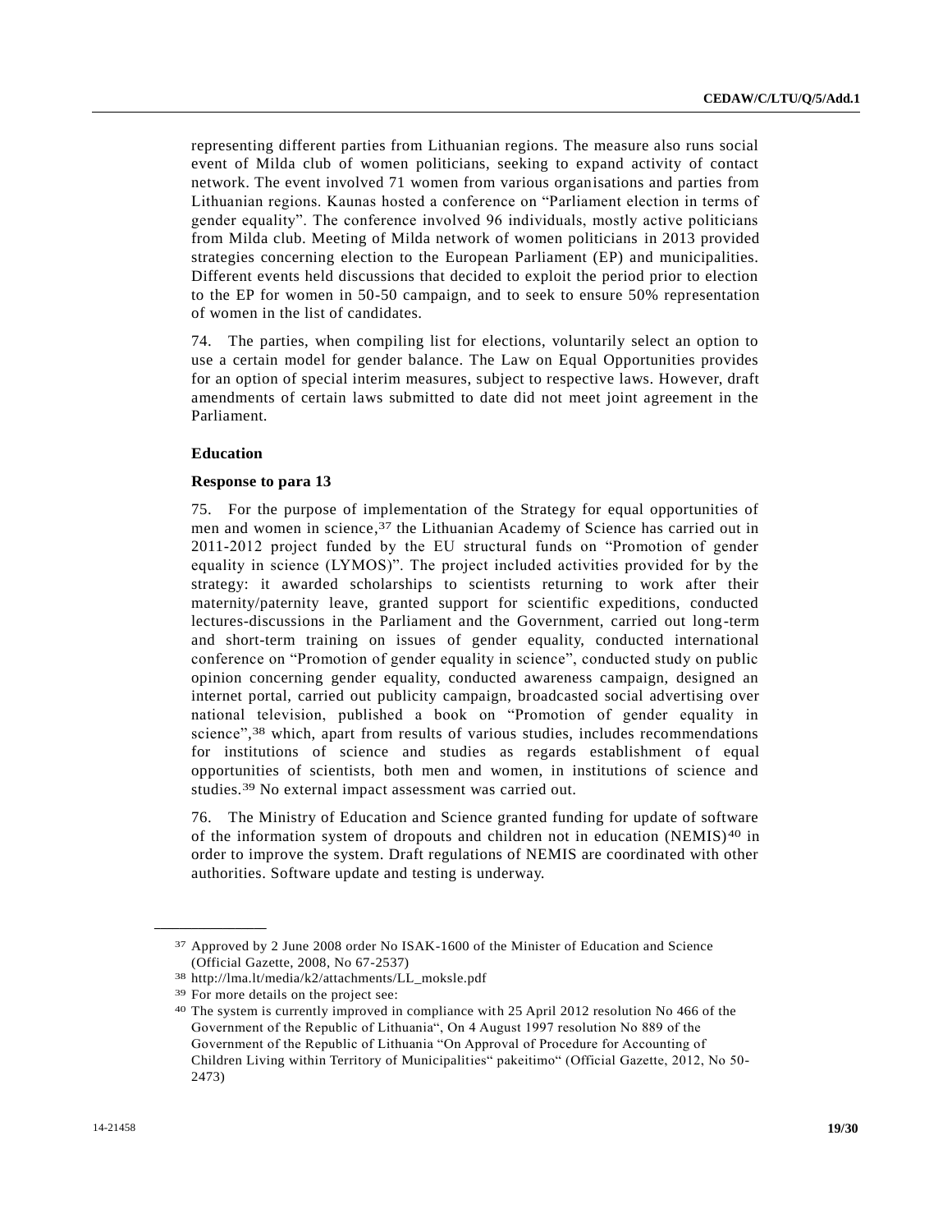representing different parties from Lithuanian regions. The measure also runs social event of Milda club of women politicians, seeking to expand activity of contact network. The event involved 71 women from various organisations and parties from Lithuanian regions. Kaunas hosted a conference on "Parliament election in terms of gender equality". The conference involved 96 individuals, mostly active politicians from Milda club. Meeting of Milda network of women politicians in 2013 provided strategies concerning election to the European Parliament (EP) and municipalities. Different events held discussions that decided to exploit the period prior to election to the EP for women in 50-50 campaign, and to seek to ensure 50% representation of women in the list of candidates.

74. The parties, when compiling list for elections, voluntarily select an option to use a certain model for gender balance. The Law on Equal Opportunities provides for an option of special interim measures, subject to respective laws. However, draft amendments of certain laws submitted to date did not meet joint agreement in the Parliament.

**Education**

**Response to para 13**

75. For the purpose of implementation of the Strategy for equal opportunities of men and women in science,[37] the Lithuanian Academy of Science has carried out in 2011-2012 project funded by the EU structural funds on "Promotion of gender equality in science (LYMOS)". The project included activities provided for by the strategy: it awarded scholarships to scientists returning to work after their maternity/paternity leave, granted support for scientific expeditions, conducted lectures-discussions in the Parliament and the Government, carried out long-term and short-term training on issues of gender equality, conducted international conference on "Promotion of gender equality in science", conducted study on public opinion concerning gender equality, conducted awareness campaign, designed an internet portal, carried out publicity campaign, broadcasted social advertising over national television, published a book on "Promotion of gender equality in science",[38] which, apart from results of various studies, includes recommendations for institutions of science and studies as regards establishment of equal opportunities of scientists, both men and women, in institutions of science and studies.[39] No external impact assessment was carried out.

76. The Ministry of Education and Science granted funding for update of software of the information system of dropouts and children not in education (NEMIS)[40] in order to improve the system. Draft regulations of NEMIS are coordinated with other authorities. Software update and testing is underway.

---

[37] Approved by 2 June 2008 order No ISAK-1600 of the Minister of Education and Science (Official Gazette, 2008, No 67-2537)

[38] http://lma.lt/media/k2/attachments/LL_moksle.pdf

[39] For more details on the project see:

[40] The system is currently improved in compliance with 25 April 2012 resolution No 466 of the Government of the Republic of Lithuania", On 4 August 1997 resolution No 889 of the Government of the Republic of Lithuania "On Approval of Procedure for Accounting of Children Living within Territory of Municipalities" pakeitimo" (Official Gazette, 2012, No 50-2473)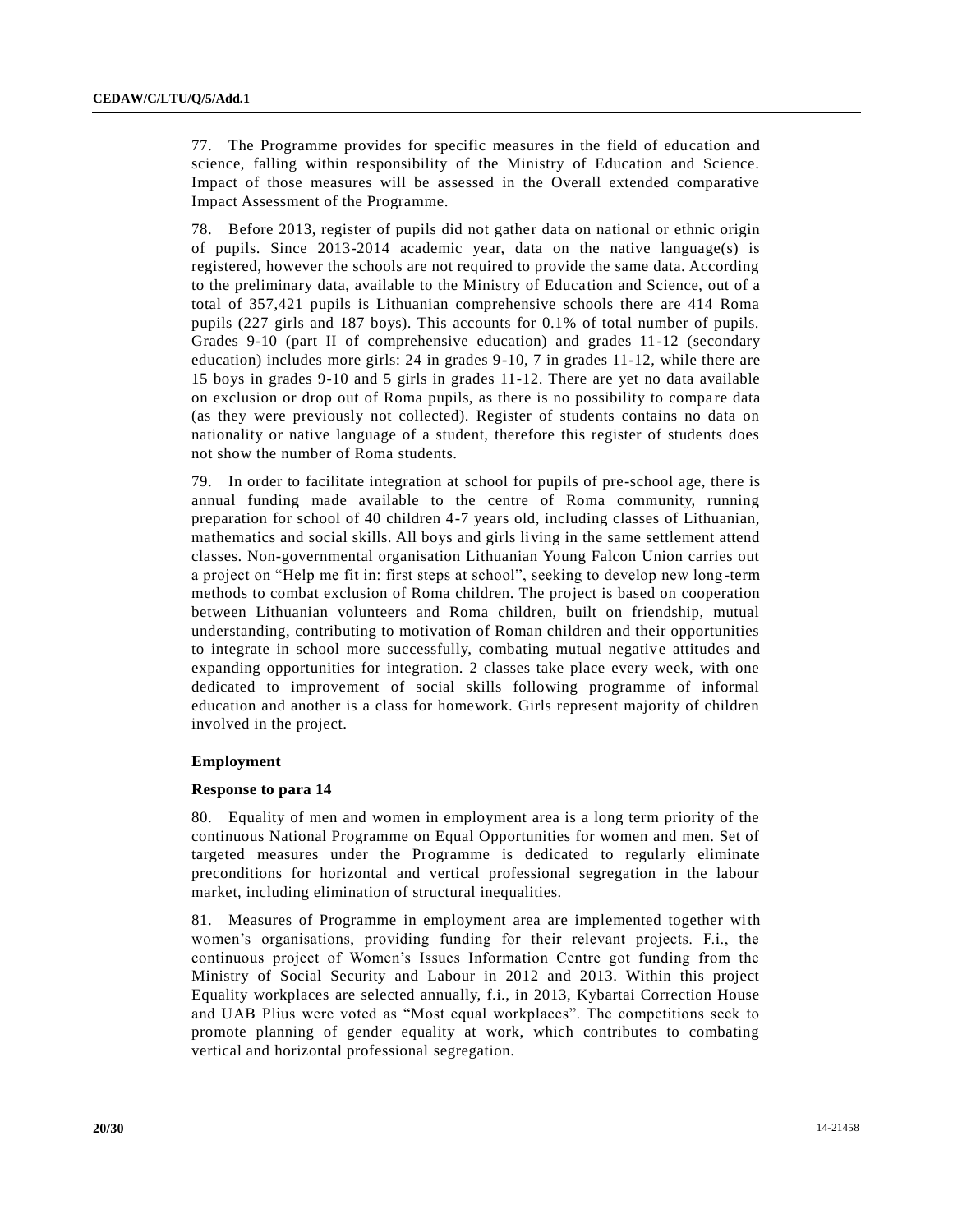77. The Programme provides for specific measures in the field of education and science, falling within responsibility of the Ministry of Education and Science. Impact of those measures will be assessed in the Overall extended comparative Impact Assessment of the Programme.

78. Before 2013, register of pupils did not gather data on national or ethnic origin of pupils. Since 2013-2014 academic year, data on the native language(s) is registered, however the schools are not required to provide the same data. According to the preliminary data, available to the Ministry of Education and Science, out of a total of 357,421 pupils is Lithuanian comprehensive schools there are 414 Roma pupils (227 girls and 187 boys). This accounts for 0.1% of total number of pupils. Grades 9-10 (part II of comprehensive education) and grades 11-12 (secondary education) includes more girls: 24 in grades 9-10, 7 in grades 11-12, while there are 15 boys in grades 9-10 and 5 girls in grades 11-12. There are yet no data available on exclusion or drop out of Roma pupils, as there is no possibility to compare data (as they were previously not collected). Register of students contains no data on nationality or native language of a student, therefore this register of students does not show the number of Roma students.

79. In order to facilitate integration at school for pupils of pre-school age, there is annual funding made available to the centre of Roma community, running preparation for school of 40 children 4-7 years old, including classes of Lithuanian, mathematics and social skills. All boys and girls living in the same settlement attend classes. Non-governmental organisation Lithuanian Young Falcon Union carries out a project on "Help me fit in: first steps at school", seeking to develop new long-term methods to combat exclusion of Roma children. The project is based on cooperation between Lithuanian volunteers and Roma children, built on friendship, mutual understanding, contributing to motivation of Roman children and their opportunities to integrate in school more successfully, combating mutual negative attitudes and expanding opportunities for integration. 2 classes take place every week, with one dedicated to improvement of social skills following programme of informal education and another is a class for homework. Girls represent majority of children involved in the project.

### Employment

#### Response to para 14

80. Equality of men and women in employment area is a long term priority of the continuous National Programme on Equal Opportunities for women and men. Set of targeted measures under the Programme is dedicated to regularly eliminate preconditions for horizontal and vertical professional segregation in the labour market, including elimination of structural inequalities.

81. Measures of Programme in employment area are implemented together with women's organisations, providing funding for their relevant projects. F.i., the continuous project of Women's Issues Information Centre got funding from the Ministry of Social Security and Labour in 2012 and 2013. Within this project Equality workplaces are selected annually, f.i., in 2013, Kybartai Correction House and UAB Plius were voted as "Most equal workplaces". The competitions seek to promote planning of gender equality at work, which contributes to combating vertical and horizontal professional segregation.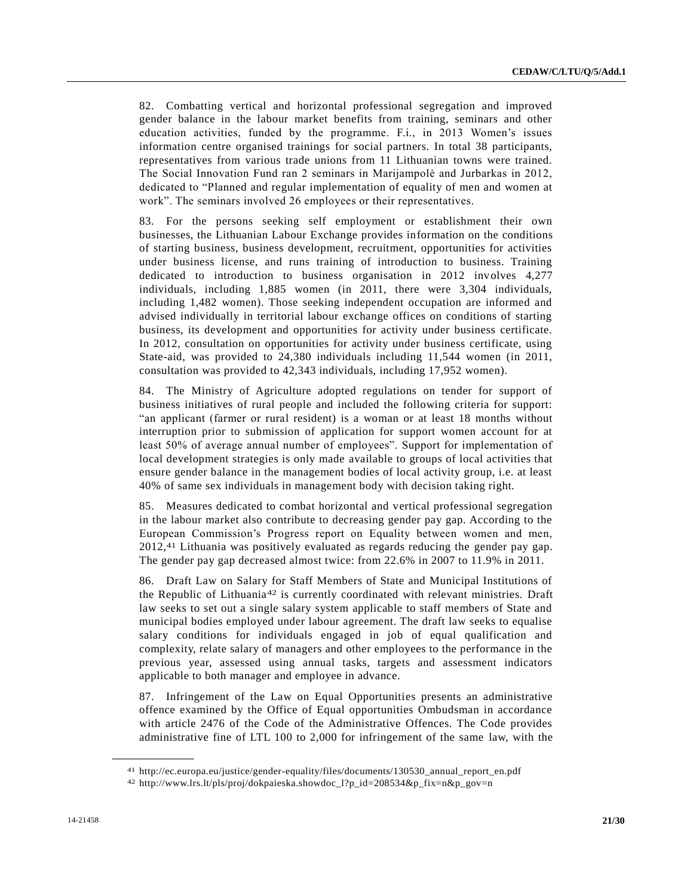82. Combatting vertical and horizontal professional segregation and improved gender balance in the labour market benefits from training, seminars and other education activities, funded by the programme. F.i., in 2013 Women's issues information centre organised trainings for social partners. In total 38 participants, representatives from various trade unions from 11 Lithuanian towns were trained. The Social Innovation Fund ran 2 seminars in Marijampolė and Jurbarkas in 2012, dedicated to "Planned and regular implementation of equality of men and women at work". The seminars involved 26 employees or their representatives.

83. For the persons seeking self employment or establishment their own businesses, the Lithuanian Labour Exchange provides information on the conditions of starting business, business development, recruitment, opportunities for activities under business license, and runs training of introduction to business. Training dedicated to introduction to business organisation in 2012 involves 4,277 individuals, including 1,885 women (in 2011, there were 3,304 individuals, including 1,482 women). Those seeking independent occupation are informed and advised individually in territorial labour exchange offices on conditions of starting business, its development and opportunities for activity under business certificate. In 2012, consultation on opportunities for activity under business certificate, using State-aid, was provided to 24,380 individuals including 11,544 women (in 2011, consultation was provided to 42,343 individuals, including 17,952 women).

84. The Ministry of Agriculture adopted regulations on tender for support of business initiatives of rural people and included the following criteria for support: "an applicant (farmer or rural resident) is a woman or at least 18 months without interruption prior to submission of application for support women account for at least 50% of average annual number of employees". Support for implementation of local development strategies is only made available to groups of local activities that ensure gender balance in the management bodies of local activity group, i.e. at least 40% of same sex individuals in management body with decision taking right.

85. Measures dedicated to combat horizontal and vertical professional segregation in the labour market also contribute to decreasing gender pay gap. According to the European Commission's Progress report on Equality between women and men, 2012,[41] Lithuania was positively evaluated as regards reducing the gender pay gap. The gender pay gap decreased almost twice: from 22.6% in 2007 to 11.9% in 2011.

86. Draft Law on Salary for Staff Members of State and Municipal Institutions of the Republic of Lithuania[42] is currently coordinated with relevant ministries. Draft law seeks to set out a single salary system applicable to staff members of State and municipal bodies employed under labour agreement. The draft law seeks to equalise salary conditions for individuals engaged in job of equal qualification and complexity, relate salary of managers and other employees to the performance in the previous year, assessed using annual tasks, targets and assessment indicators applicable to both manager and employee in advance.

87. Infringement of the Law on Equal Opportunities presents an administrative offence examined by the Office of Equal opportunities Ombudsman in accordance with article 2476 of the Code of the Administrative Offences. The Code provides administrative fine of LTL 100 to 2,000 for infringement of the same law, with the

---

[41] http://ec.europa.eu/justice/gender-equality/files/documents/130530_annual_report_en.pdf

[42] http://www.lrs.lt/pls/proj/dokpaieska.showdoc_l?p_id=208534&p_fix=n&p_gov=n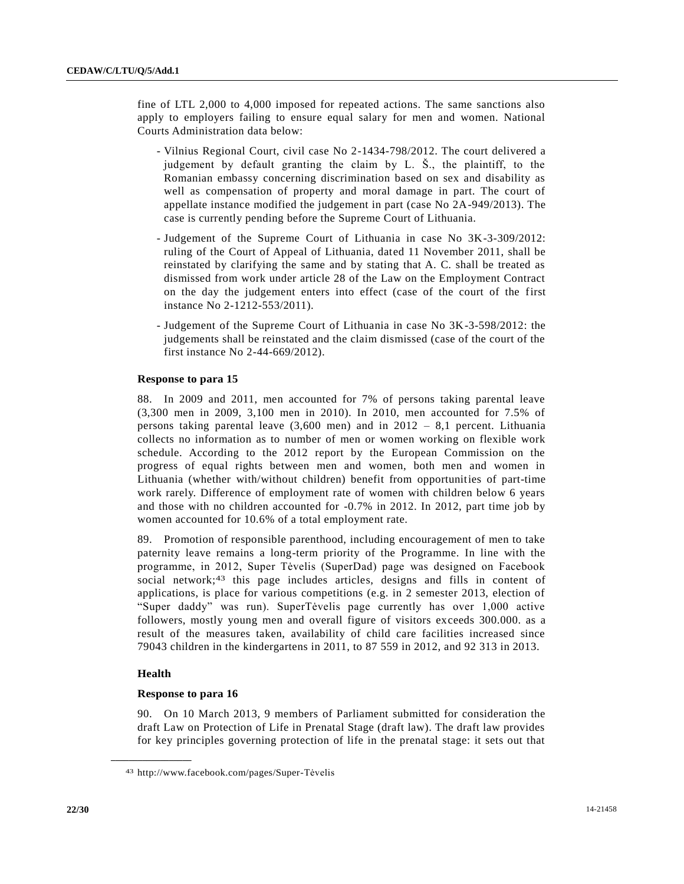fine of LTL 2,000 to 4,000 imposed for repeated actions. The same sanctions also apply to employers failing to ensure equal salary for men and women. National Courts Administration data below:

- Vilnius Regional Court, civil case No 2-1434-798/2012. The court delivered a judgement by default granting the claim by L. Š., the plaintiff, to the Romanian embassy concerning discrimination based on sex and disability as well as compensation of property and moral damage in part. The court of appellate instance modified the judgement in part (case No 2A-949/2013). The case is currently pending before the Supreme Court of Lithuania.
- Judgement of the Supreme Court of Lithuania in case No 3K-3-309/2012: ruling of the Court of Appeal of Lithuania, dated 11 November 2011, shall be reinstated by clarifying the same and by stating that A. C. shall be treated as dismissed from work under article 28 of the Law on the Employment Contract on the day the judgement enters into effect (case of the court of the first instance No 2-1212-553/2011).
- Judgement of the Supreme Court of Lithuania in case No 3K-3-598/2012: the judgements shall be reinstated and the claim dismissed (case of the court of the first instance No 2-44-669/2012).

**Response to para 15**

88. In 2009 and 2011, men accounted for 7% of persons taking parental leave (3,300 men in 2009, 3,100 men in 2010). In 2010, men accounted for 7.5% of persons taking parental leave (3,600 men) and in 2012 – 8,1 percent. Lithuania collects no information as to number of men or women working on flexible work schedule. According to the 2012 report by the European Commission on the progress of equal rights between men and women, both men and women in Lithuania (whether with/without children) benefit from opportunities of part-time work rarely. Difference of employment rate of women with children below 6 years and those with no children accounted for -0.7% in 2012. In 2012, part time job by women accounted for 10.6% of a total employment rate.

89. Promotion of responsible parenthood, including encouragement of men to take paternity leave remains a long-term priority of the Programme. In line with the programme, in 2012, Super Tėvelis (SuperDad) page was designed on Facebook social network;[43] this page includes articles, designs and fills in content of applications, is place for various competitions (e.g. in 2 semester 2013, election of "Super daddy" was run). SuperTėvelis page currently has over 1,000 active followers, mostly young men and overall figure of visitors exceeds 300.000. as a result of the measures taken, availability of child care facilities increased since 79043 children in the kindergartens in 2011, to 87 559 in 2012, and 92 313 in 2013.

## Health

**Response to para 16**

90. On 10 March 2013, 9 members of Parliament submitted for consideration the draft Law on Protection of Life in Prenatal Stage (draft law). The draft law provides for key principles governing protection of life in the prenatal stage: it sets out that

---

[43] http://www.facebook.com/pages/Super-Tėvelis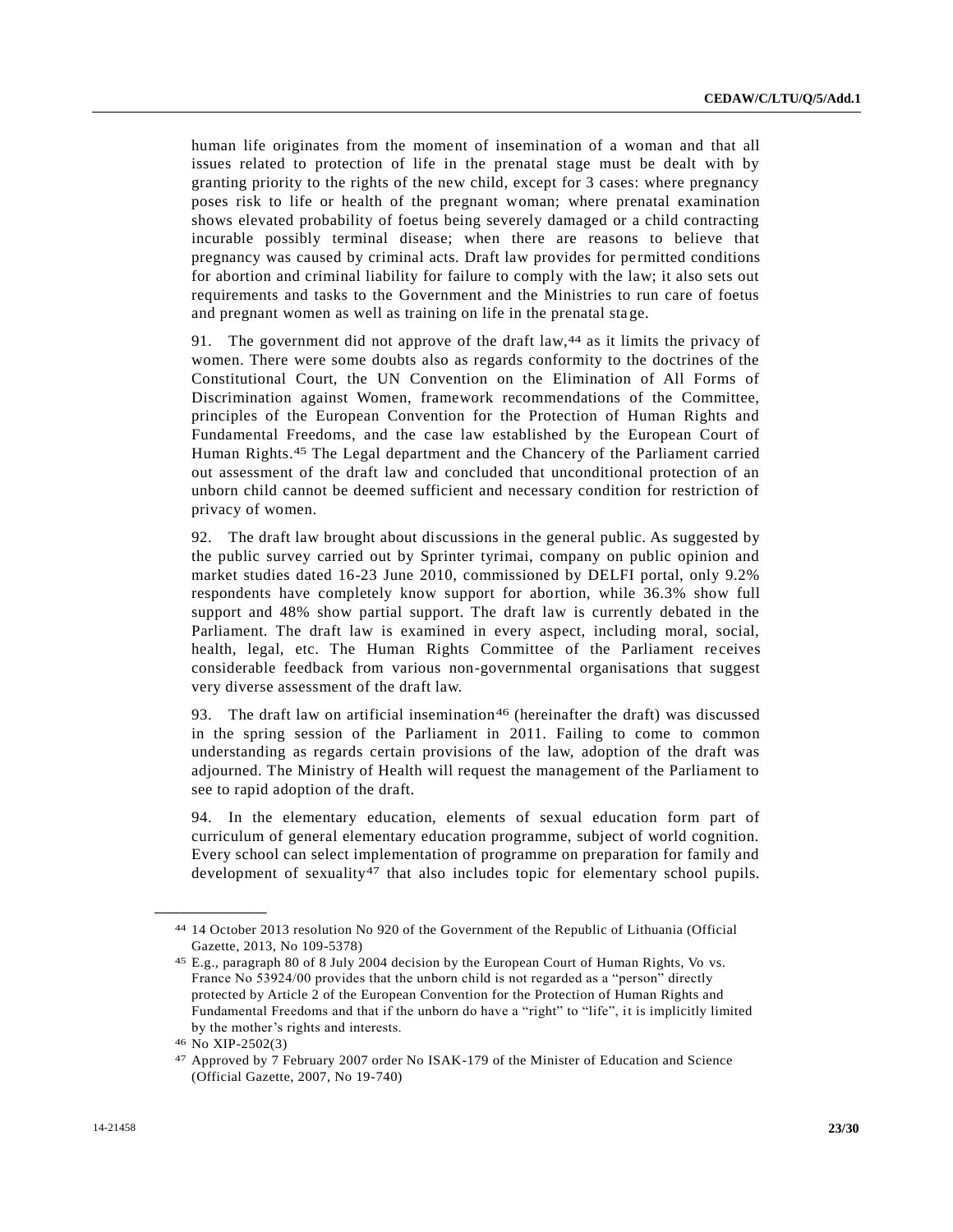human life originates from the moment of insemination of a woman and that all issues related to protection of life in the prenatal stage must be dealt with by granting priority to the rights of the new child, except for 3 cases: where pregnancy poses risk to life or health of the pregnant woman; where prenatal examination shows elevated probability of foetus being severely damaged or a child contracting incurable possibly terminal disease; when there are reasons to believe that pregnancy was caused by criminal acts. Draft law provides for permitted conditions for abortion and criminal liability for failure to comply with the law; it also sets out requirements and tasks to the Government and the Ministries to run care of foetus and pregnant women as well as training on life in the prenatal stage.

91. The government did not approve of the draft law,[44] as it limits the privacy of women. There were some doubts also as regards conformity to the doctrines of the Constitutional Court, the UN Convention on the Elimination of All Forms of Discrimination against Women, framework recommendations of the Committee, principles of the European Convention for the Protection of Human Rights and Fundamental Freedoms, and the case law established by the European Court of Human Rights.[45] The Legal department and the Chancery of the Parliament carried out assessment of the draft law and concluded that unconditional protection of an unborn child cannot be deemed sufficient and necessary condition for restriction of privacy of women.

92. The draft law brought about discussions in the general public. As suggested by the public survey carried out by Sprinter tyrimai, company on public opinion and market studies dated 16-23 June 2010, commissioned by DELFI portal, only 9.2% respondents have completely know support for abortion, while 36.3% show full support and 48% show partial support. The draft law is currently debated in the Parliament. The draft law is examined in every aspect, including moral, social, health, legal, etc. The Human Rights Committee of the Parliament receives considerable feedback from various non-governmental organisations that suggest very diverse assessment of the draft law.

93. The draft law on artificial insemination[46] (hereinafter the draft) was discussed in the spring session of the Parliament in 2011. Failing to come to common understanding as regards certain provisions of the law, adoption of the draft was adjourned. The Ministry of Health will request the management of the Parliament to see to rapid adoption of the draft.

94. In the elementary education, elements of sexual education form part of curriculum of general elementary education programme, subject of world cognition. Every school can select implementation of programme on preparation for family and development of sexuality[47] that also includes topic for elementary school pupils.

---

[44] 14 October 2013 resolution No 920 of the Government of the Republic of Lithuania (Official Gazette, 2013, No 109-5378)

[45] E.g., paragraph 80 of 8 July 2004 decision by the European Court of Human Rights, Vo vs. France No 53924/00 provides that the unborn child is not regarded as a "person" directly protected by Article 2 of the European Convention for the Protection of Human Rights and Fundamental Freedoms and that if the unborn do have a "right" to "life", it is implicitly limited by the mother's rights and interests.

[46] No XIP-2502(3)

[47] Approved by 7 February 2007 order No ISAK-179 of the Minister of Education and Science (Official Gazette, 2007, No 19-740)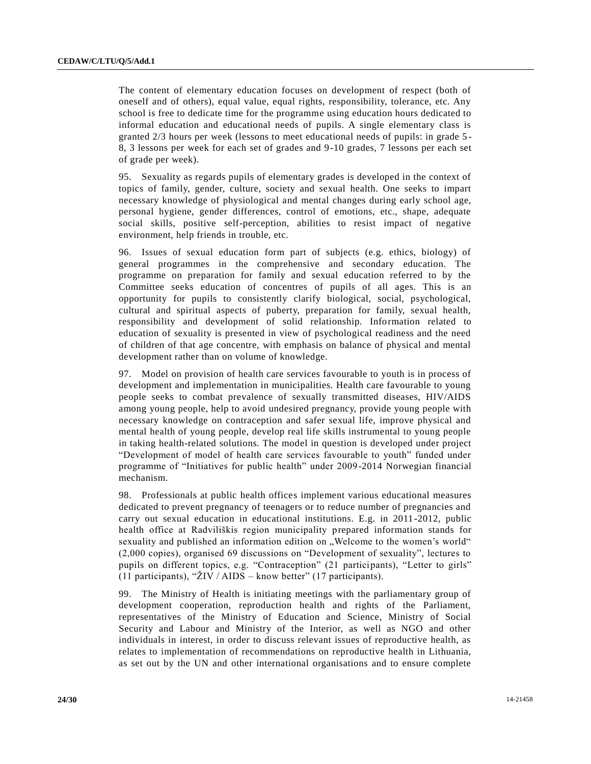The content of elementary education focuses on development of respect (both of oneself and of others), equal value, equal rights, responsibility, tolerance, etc. Any school is free to dedicate time for the programme using education hours dedicated to informal education and educational needs of pupils. A single elementary class is granted 2/3 hours per week (lessons to meet educational needs of pupils: in grade 5-8, 3 lessons per week for each set of grades and 9-10 grades, 7 lessons per each set of grade per week).

95. Sexuality as regards pupils of elementary grades is developed in the context of topics of family, gender, culture, society and sexual health. One seeks to impart necessary knowledge of physiological and mental changes during early school age, personal hygiene, gender differences, control of emotions, etc., shape, adequate social skills, positive self-perception, abilities to resist impact of negative environment, help friends in trouble, etc.

96. Issues of sexual education form part of subjects (e.g. ethics, biology) of general programmes in the comprehensive and secondary education. The programme on preparation for family and sexual education referred to by the Committee seeks education of concentres of pupils of all ages. This is an opportunity for pupils to consistently clarify biological, social, psychological, cultural and spiritual aspects of puberty, preparation for family, sexual health, responsibility and development of solid relationship. Information related to education of sexuality is presented in view of psychological readiness and the need of children of that age concentre, with emphasis on balance of physical and mental development rather than on volume of knowledge.

97. Model on provision of health care services favourable to youth is in process of development and implementation in municipalities. Health care favourable to young people seeks to combat prevalence of sexually transmitted diseases, HIV/AIDS among young people, help to avoid undesired pregnancy, provide young people with necessary knowledge on contraception and safer sexual life, improve physical and mental health of young people, develop real life skills instrumental to young people in taking health-related solutions. The model in question is developed under project "Development of model of health care services favourable to youth" funded under programme of "Initiatives for public health" under 2009-2014 Norwegian financial mechanism.

98. Professionals at public health offices implement various educational measures dedicated to prevent pregnancy of teenagers or to reduce number of pregnancies and carry out sexual education in educational institutions. E.g. in 2011-2012, public health office at Radviliškis region municipality prepared information stands for sexuality and published an information edition on „Welcome to the women's world" (2,000 copies), organised 69 discussions on "Development of sexuality", lectures to pupils on different topics, e.g. "Contraception" (21 participants), "Letter to girls" (11 participants), "ŽIV / AIDS – know better" (17 participants).

99. The Ministry of Health is initiating meetings with the parliamentary group of development cooperation, reproduction health and rights of the Parliament, representatives of the Ministry of Education and Science, Ministry of Social Security and Labour and Ministry of the Interior, as well as NGO and other individuals in interest, in order to discuss relevant issues of reproductive health, as relates to implementation of recommendations on reproductive health in Lithuania, as set out by the UN and other international organisations and to ensure complete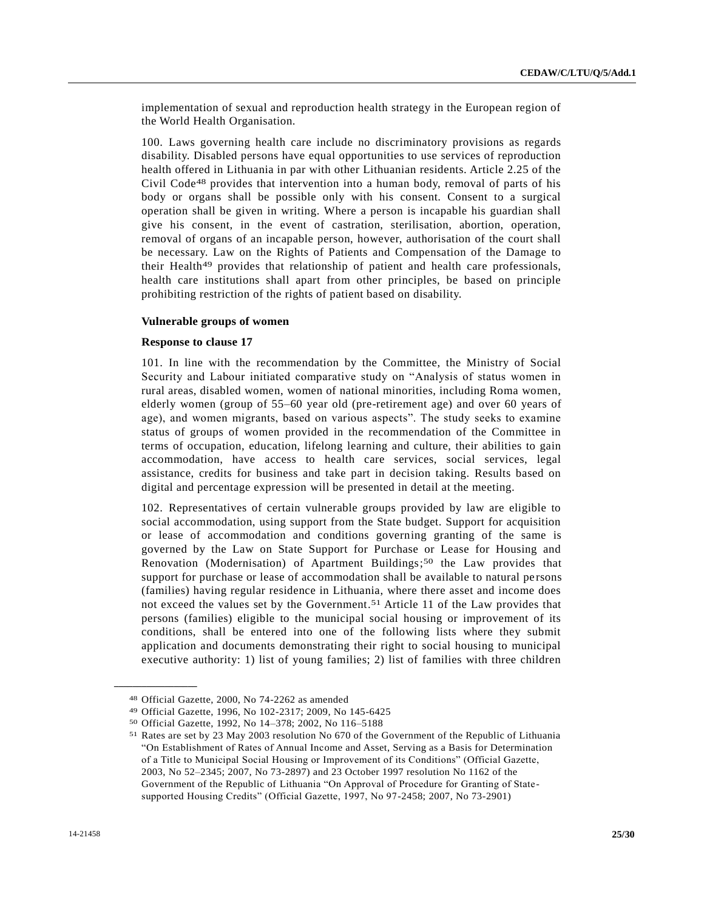implementation of sexual and reproduction health strategy in the European region of the World Health Organisation.

100. Laws governing health care include no discriminatory provisions as regards disability. Disabled persons have equal opportunities to use services of reproduction health offered in Lithuania in par with other Lithuanian residents. Article 2.25 of the Civil Code[48] provides that intervention into a human body, removal of parts of his body or organs shall be possible only with his consent. Consent to a surgical operation shall be given in writing. Where a person is incapable his guardian shall give his consent, in the event of castration, sterilisation, abortion, operation, removal of organs of an incapable person, however, authorisation of the court shall be necessary. Law on the Rights of Patients and Compensation of the Damage to their Health[49] provides that relationship of patient and health care professionals, health care institutions shall apart from other principles, be based on principle prohibiting restriction of the rights of patient based on disability.

**Vulnerable groups of women**

**Response to clause 17**

101. In line with the recommendation by the Committee, the Ministry of Social Security and Labour initiated comparative study on "Analysis of status women in rural areas, disabled women, women of national minorities, including Roma women, elderly women (group of 55–60 year old (pre-retirement age) and over 60 years of age), and women migrants, based on various aspects". The study seeks to examine status of groups of women provided in the recommendation of the Committee in terms of occupation, education, lifelong learning and culture, their abilities to gain accommodation, have access to health care services, social services, legal assistance, credits for business and take part in decision taking. Results based on digital and percentage expression will be presented in detail at the meeting.

102. Representatives of certain vulnerable groups provided by law are eligible to social accommodation, using support from the State budget. Support for acquisition or lease of accommodation and conditions governing granting of the same is governed by the Law on State Support for Purchase or Lease for Housing and Renovation (Modernisation) of Apartment Buildings;[50] the Law provides that support for purchase or lease of accommodation shall be available to natural persons (families) having regular residence in Lithuania, where there asset and income does not exceed the values set by the Government.[51] Article 11 of the Law provides that persons (families) eligible to the municipal social housing or improvement of its conditions, shall be entered into one of the following lists where they submit application and documents demonstrating their right to social housing to municipal executive authority: 1) list of young families; 2) list of families with three children

---

[48] Official Gazette, 2000, No 74-2262 as amended

[49] Official Gazette, 1996, No 102-2317; 2009, No 145-6425

[50] Official Gazette, 1992, No 14–378; 2002, No 116–5188

[51] Rates are set by 23 May 2003 resolution No 670 of the Government of the Republic of Lithuania "On Establishment of Rates of Annual Income and Asset, Serving as a Basis for Determination of a Title to Municipal Social Housing or Improvement of its Conditions" (Official Gazette, 2003, No 52–2345; 2007, No 73-2897) and 23 October 1997 resolution No 1162 of the Government of the Republic of Lithuania "On Approval of Procedure for Granting of State-supported Housing Credits" (Official Gazette, 1997, No 97-2458; 2007, No 73-2901)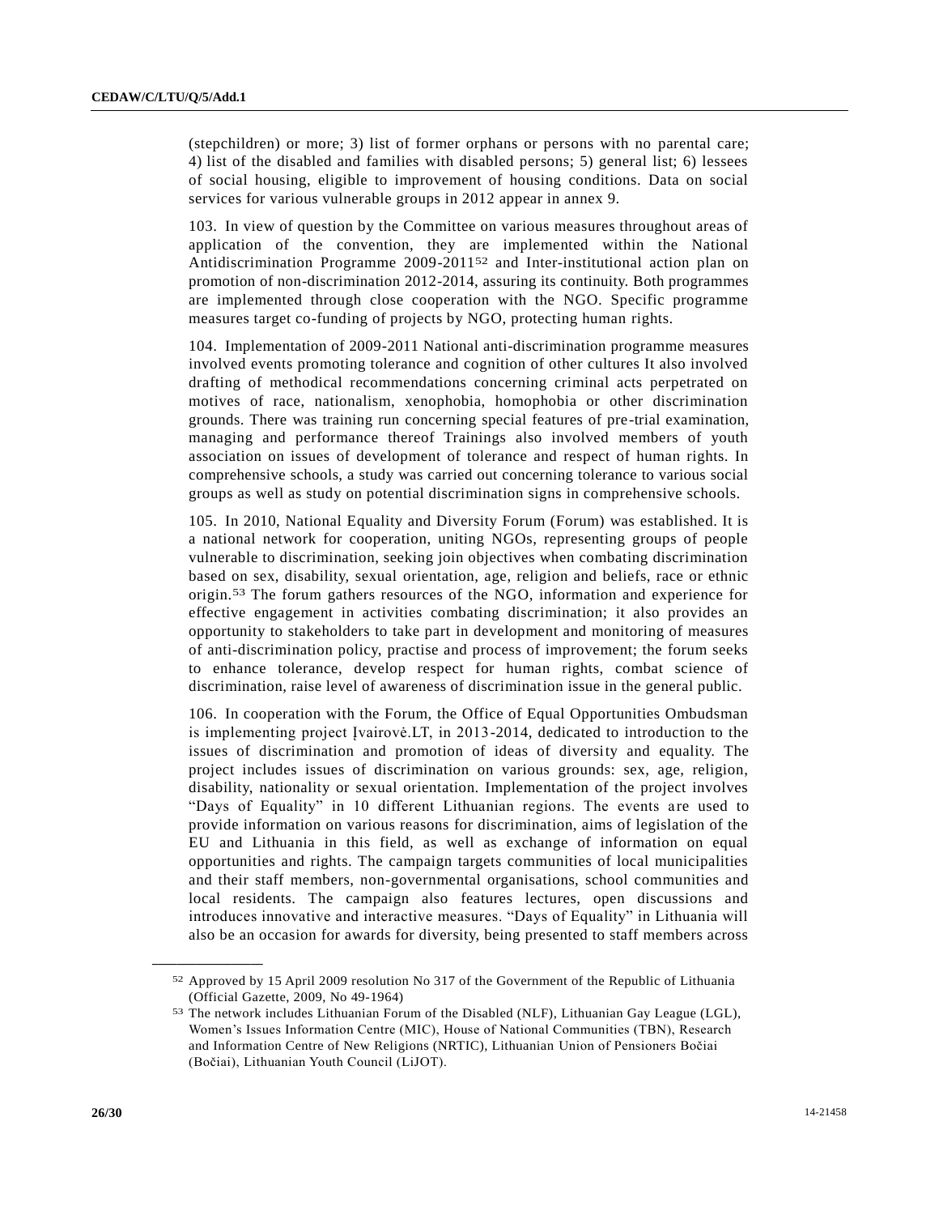(stepchildren) or more; 3) list of former orphans or persons with no parental care; 4) list of the disabled and families with disabled persons; 5) general list; 6) lessees of social housing, eligible to improvement of housing conditions. Data on social services for various vulnerable groups in 2012 appear in annex 9.

103. In view of question by the Committee on various measures throughout areas of application of the convention, they are implemented within the National Antidiscrimination Programme 2009-2011[52] and Inter-institutional action plan on promotion of non-discrimination 2012-2014, assuring its continuity. Both programmes are implemented through close cooperation with the NGO. Specific programme measures target co-funding of projects by NGO, protecting human rights.

104. Implementation of 2009-2011 National anti-discrimination programme measures involved events promoting tolerance and cognition of other cultures It also involved drafting of methodical recommendations concerning criminal acts perpetrated on motives of race, nationalism, xenophobia, homophobia or other discrimination grounds. There was training run concerning special features of pre-trial examination, managing and performance thereof Trainings also involved members of youth association on issues of development of tolerance and respect of human rights. In comprehensive schools, a study was carried out concerning tolerance to various social groups as well as study on potential discrimination signs in comprehensive schools.

105. In 2010, National Equality and Diversity Forum (Forum) was established. It is a national network for cooperation, uniting NGOs, representing groups of people vulnerable to discrimination, seeking join objectives when combating discrimination based on sex, disability, sexual orientation, age, religion and beliefs, race or ethnic origin.[53] The forum gathers resources of the NGO, information and experience for effective engagement in activities combating discrimination; it also provides an opportunity to stakeholders to take part in development and monitoring of measures of anti-discrimination policy, practise and process of improvement; the forum seeks to enhance tolerance, develop respect for human rights, combat science of discrimination, raise level of awareness of discrimination issue in the general public.

106. In cooperation with the Forum, the Office of Equal Opportunities Ombudsman is implementing project Įvairovė.LT, in 2013-2014, dedicated to introduction to the issues of discrimination and promotion of ideas of diversity and equality. The project includes issues of discrimination on various grounds: sex, age, religion, disability, nationality or sexual orientation. Implementation of the project involves "Days of Equality" in 10 different Lithuanian regions. The events are used to provide information on various reasons for discrimination, aims of legislation of the EU and Lithuania in this field, as well as exchange of information on equal opportunities and rights. The campaign targets communities of local municipalities and their staff members, non-governmental organisations, school communities and local residents. The campaign also features lectures, open discussions and introduces innovative and interactive measures. "Days of Equality" in Lithuania will also be an occasion for awards for diversity, being presented to staff members across

---

[52] Approved by 15 April 2009 resolution No 317 of the Government of the Republic of Lithuania (Official Gazette, 2009, No 49-1964)

[53] The network includes Lithuanian Forum of the Disabled (NLF), Lithuanian Gay League (LGL), Women's Issues Information Centre (MIC), House of National Communities (TBN), Research and Information Centre of New Religions (NRTIC), Lithuanian Union of Pensioners Bočiai (Bočiai), Lithuanian Youth Council (LiJOT).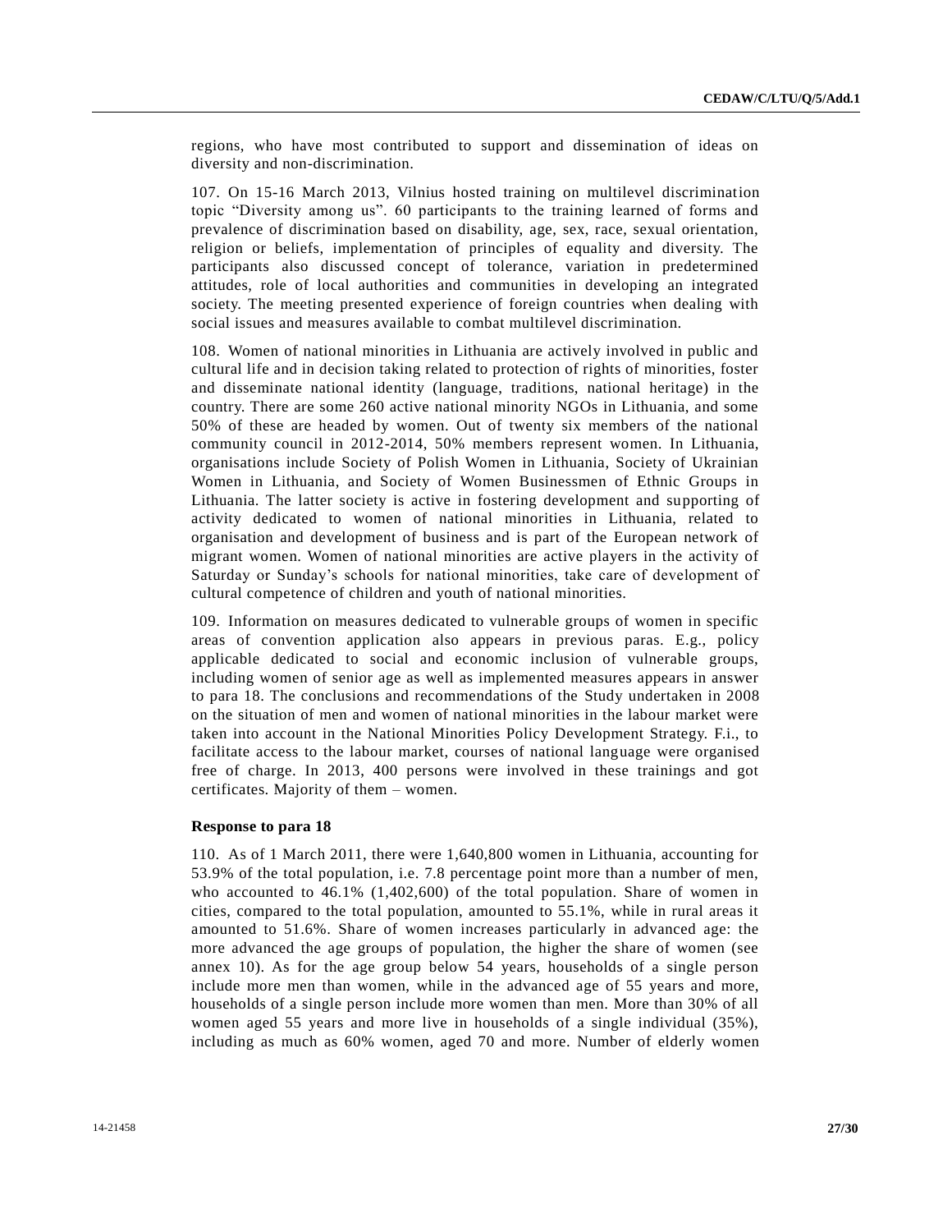regions, who have most contributed to support and dissemination of ideas on diversity and non-discrimination.

107. On 15-16 March 2013, Vilnius hosted training on multilevel discrimination topic “Diversity among us”. 60 participants to the training learned of forms and prevalence of discrimination based on disability, age, sex, race, sexual orientation, religion or beliefs, implementation of principles of equality and diversity. The participants also discussed concept of tolerance, variation in predetermined attitudes, role of local authorities and communities in developing an integrated society. The meeting presented experience of foreign countries when dealing with social issues and measures available to combat multilevel discrimination.

108. Women of national minorities in Lithuania are actively involved in public and cultural life and in decision taking related to protection of rights of minorities, foster and disseminate national identity (language, traditions, national heritage) in the country. There are some 260 active national minority NGOs in Lithuania, and some 50% of these are headed by women. Out of twenty six members of the national community council in 2012-2014, 50% members represent women. In Lithuania, organisations include Society of Polish Women in Lithuania, Society of Ukrainian Women in Lithuania, and Society of Women Businessmen of Ethnic Groups in Lithuania. The latter society is active in fostering development and supporting of activity dedicated to women of national minorities in Lithuania, related to organisation and development of business and is part of the European network of migrant women. Women of national minorities are active players in the activity of Saturday or Sunday’s schools for national minorities, take care of development of cultural competence of children and youth of national minorities.

109. Information on measures dedicated to vulnerable groups of women in specific areas of convention application also appears in previous paras. E.g., policy applicable dedicated to social and economic inclusion of vulnerable groups, including women of senior age as well as implemented measures appears in answer to para 18. The conclusions and recommendations of the Study undertaken in 2008 on the situation of men and women of national minorities in the labour market were taken into account in the National Minorities Policy Development Strategy. F.i., to facilitate access to the labour market, courses of national language were organised free of charge. In 2013, 400 persons were involved in these trainings and got certificates. Majority of them – women.

**Response to para 18**

110. As of 1 March 2011, there were 1,640,800 women in Lithuania, accounting for 53.9% of the total population, i.e. 7.8 percentage point more than a number of men, who accounted to 46.1% (1,402,600) of the total population. Share of women in cities, compared to the total population, amounted to 55.1%, while in rural areas it amounted to 51.6%. Share of women increases particularly in advanced age: the more advanced the age groups of population, the higher the share of women (see annex 10). As for the age group below 54 years, households of a single person include more men than women, while in the advanced age of 55 years and more, households of a single person include more women than men. More than 30% of all women aged 55 years and more live in households of a single individual (35%), including as much as 60% women, aged 70 and more. Number of elderly women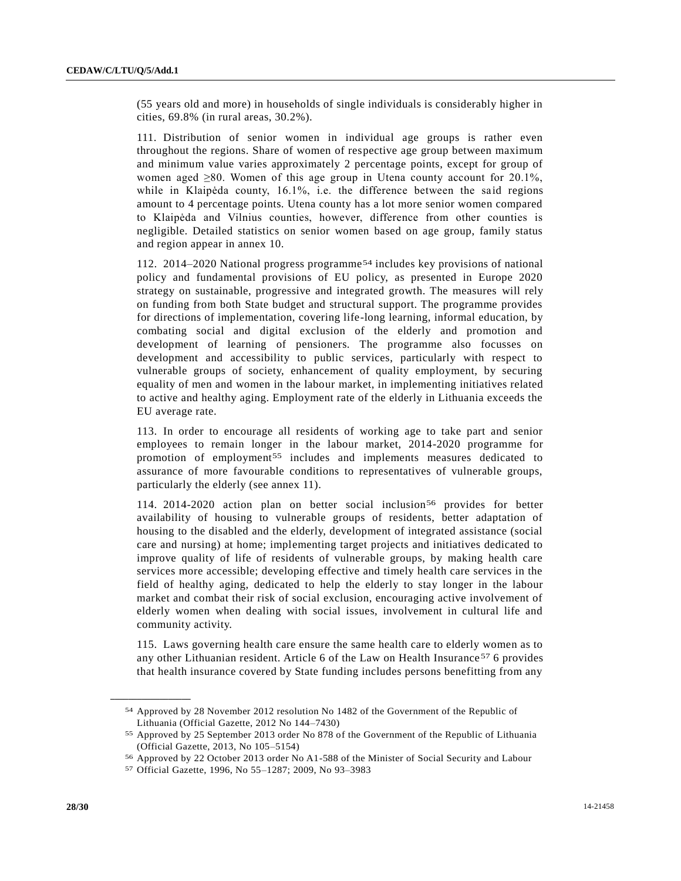(55 years old and more) in households of single individuals is considerably higher in cities, 69.8% (in rural areas, 30.2%).

111. Distribution of senior women in individual age groups is rather even throughout the regions. Share of women of respective age group between maximum and minimum value varies approximately 2 percentage points, except for group of women aged ≥80. Women of this age group in Utena county account for 20.1%, while in Klaipėda county, 16.1%, i.e. the difference between the said regions amount to 4 percentage points. Utena county has a lot more senior women compared to Klaipėda and Vilnius counties, however, difference from other counties is negligible. Detailed statistics on senior women based on age group, family status and region appear in annex 10.

112. 2014–2020 National progress programme[54] includes key provisions of national policy and fundamental provisions of EU policy, as presented in Europe 2020 strategy on sustainable, progressive and integrated growth. The measures will rely on funding from both State budget and structural support. The programme provides for directions of implementation, covering life-long learning, informal education, by combating social and digital exclusion of the elderly and promotion and development of learning of pensioners. The programme also focusses on development and accessibility to public services, particularly with respect to vulnerable groups of society, enhancement of quality employment, by securing equality of men and women in the labour market, in implementing initiatives related to active and healthy aging. Employment rate of the elderly in Lithuania exceeds the EU average rate.

113. In order to encourage all residents of working age to take part and senior employees to remain longer in the labour market, 2014-2020 programme for promotion of employment[55] includes and implements measures dedicated to assurance of more favourable conditions to representatives of vulnerable groups, particularly the elderly (see annex 11).

114. 2014-2020 action plan on better social inclusion[56] provides for better availability of housing to vulnerable groups of residents, better adaptation of housing to the disabled and the elderly, development of integrated assistance (social care and nursing) at home; implementing target projects and initiatives dedicated to improve quality of life of residents of vulnerable groups, by making health care services more accessible; developing effective and timely health care services in the field of healthy aging, dedicated to help the elderly to stay longer in the labour market and combat their risk of social exclusion, encouraging active involvement of elderly women when dealing with social issues, involvement in cultural life and community activity.

115. Laws governing health care ensure the same health care to elderly women as to any other Lithuanian resident. Article 6 of the Law on Health Insurance[57] 6 provides that health insurance covered by State funding includes persons benefitting from any

---

[54] Approved by 28 November 2012 resolution No 1482 of the Government of the Republic of Lithuania (Official Gazette, 2012 No 144–7430)

[55] Approved by 25 September 2013 order No 878 of the Government of the Republic of Lithuania (Official Gazette, 2013, No 105–5154)

[56] Approved by 22 October 2013 order No A1-588 of the Minister of Social Security and Labour

[57] Official Gazette, 1996, No 55–1287; 2009, No 93–3983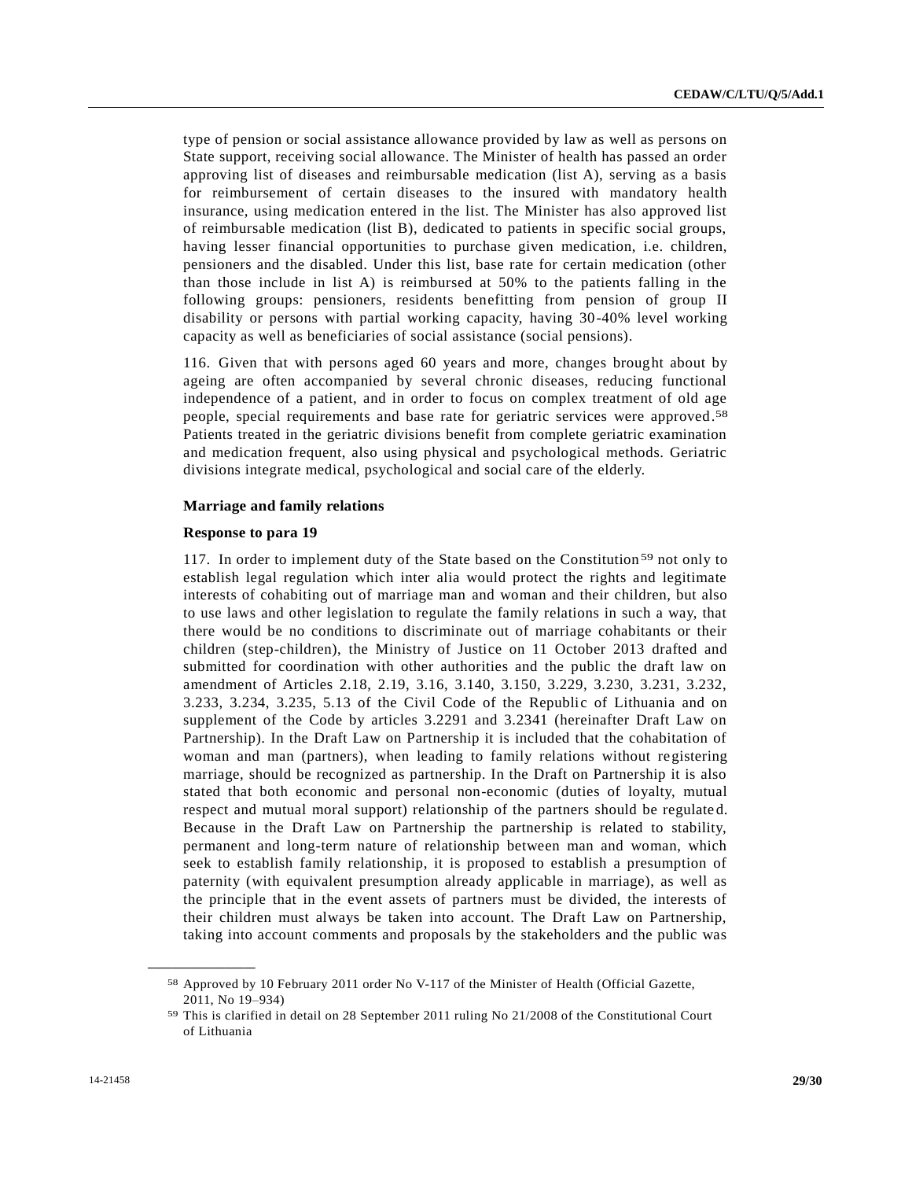type of pension or social assistance allowance provided by law as well as persons on State support, receiving social allowance. The Minister of health has passed an order approving list of diseases and reimbursable medication (list A), serving as a basis for reimbursement of certain diseases to the insured with mandatory health insurance, using medication entered in the list. The Minister has also approved list of reimbursable medication (list B), dedicated to patients in specific social groups, having lesser financial opportunities to purchase given medication, i.e. children, pensioners and the disabled. Under this list, base rate for certain medication (other than those include in list A) is reimbursed at 50% to the patients falling in the following groups: pensioners, residents benefitting from pension of group II disability or persons with partial working capacity, having 30-40% level working capacity as well as beneficiaries of social assistance (social pensions).

116. Given that with persons aged 60 years and more, changes brought about by ageing are often accompanied by several chronic diseases, reducing functional independence of a patient, and in order to focus on complex treatment of old age people, special requirements and base rate for geriatric services were approved.[58] Patients treated in the geriatric divisions benefit from complete geriatric examination and medication frequent, also using physical and psychological methods. Geriatric divisions integrate medical, psychological and social care of the elderly.

**Marriage and family relations**

**Response to para 19**

117. In order to implement duty of the State based on the Constitution[59] not only to establish legal regulation which inter alia would protect the rights and legitimate interests of cohabiting out of marriage man and woman and their children, but also to use laws and other legislation to regulate the family relations in such a way, that there would be no conditions to discriminate out of marriage cohabitants or their children (step-children), the Ministry of Justice on 11 October 2013 drafted and submitted for coordination with other authorities and the public the draft law on amendment of Articles 2.18, 2.19, 3.16, 3.140, 3.150, 3.229, 3.230, 3.231, 3.232, 3.233, 3.234, 3.235, 5.13 of the Civil Code of the Republic of Lithuania and on supplement of the Code by articles 3.2291 and 3.2341 (hereinafter Draft Law on Partnership). In the Draft Law on Partnership it is included that the cohabitation of woman and man (partners), when leading to family relations without registering marriage, should be recognized as partnership. In the Draft on Partnership it is also stated that both economic and personal non-economic (duties of loyalty, mutual respect and mutual moral support) relationship of the partners should be regulated. Because in the Draft Law on Partnership the partnership is related to stability, permanent and long-term nature of relationship between man and woman, which seek to establish family relationship, it is proposed to establish a presumption of paternity (with equivalent presumption already applicable in marriage), as well as the principle that in the event assets of partners must be divided, the interests of their children must always be taken into account. The Draft Law on Partnership, taking into account comments and proposals by the stakeholders and the public was

---

[58] Approved by 10 February 2011 order No V-117 of the Minister of Health (Official Gazette, 2011, No 19–934)

[59] This is clarified in detail on 28 September 2011 ruling No 21/2008 of the Constitutional Court of Lithuania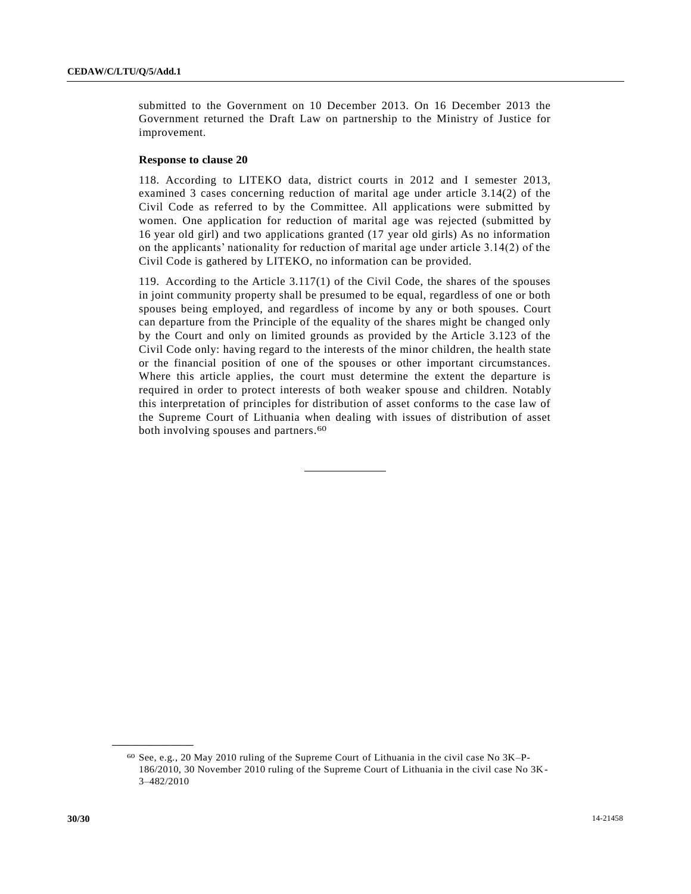submitted to the Government on 10 December 2013. On 16 December 2013 the Government returned the Draft Law on partnership to the Ministry of Justice for improvement.

**Response to clause 20**

118. According to LITEKO data, district courts in 2012 and I semester 2013, examined 3 cases concerning reduction of marital age under article 3.14(2) of the Civil Code as referred to by the Committee. All applications were submitted by women. One application for reduction of marital age was rejected (submitted by 16 year old girl) and two applications granted (17 year old girls) As no information on the applicants' nationality for reduction of marital age under article 3.14(2) of the Civil Code is gathered by LITEKO, no information can be provided.

119. According to the Article 3.117(1) of the Civil Code, the shares of the spouses in joint community property shall be presumed to be equal, regardless of one or both spouses being employed, and regardless of income by any or both spouses. Court can departure from the Principle of the equality of the shares might be changed only by the Court and only on limited grounds as provided by the Article 3.123 of the Civil Code only: having regard to the interests of the minor children, the health state or the financial position of one of the spouses or other important circumstances. Where this article applies, the court must determine the extent the departure is required in order to protect interests of both weaker spouse and children. Notably this interpretation of principles for distribution of asset conforms to the case law of the Supreme Court of Lithuania when dealing with issues of distribution of asset both involving spouses and partners.[60]

---

[60] See, e.g., 20 May 2010 ruling of the Supreme Court of Lithuania in the civil case No 3K–P-186/2010, 30 November 2010 ruling of the Supreme Court of Lithuania in the civil case No 3K-3–482/2010